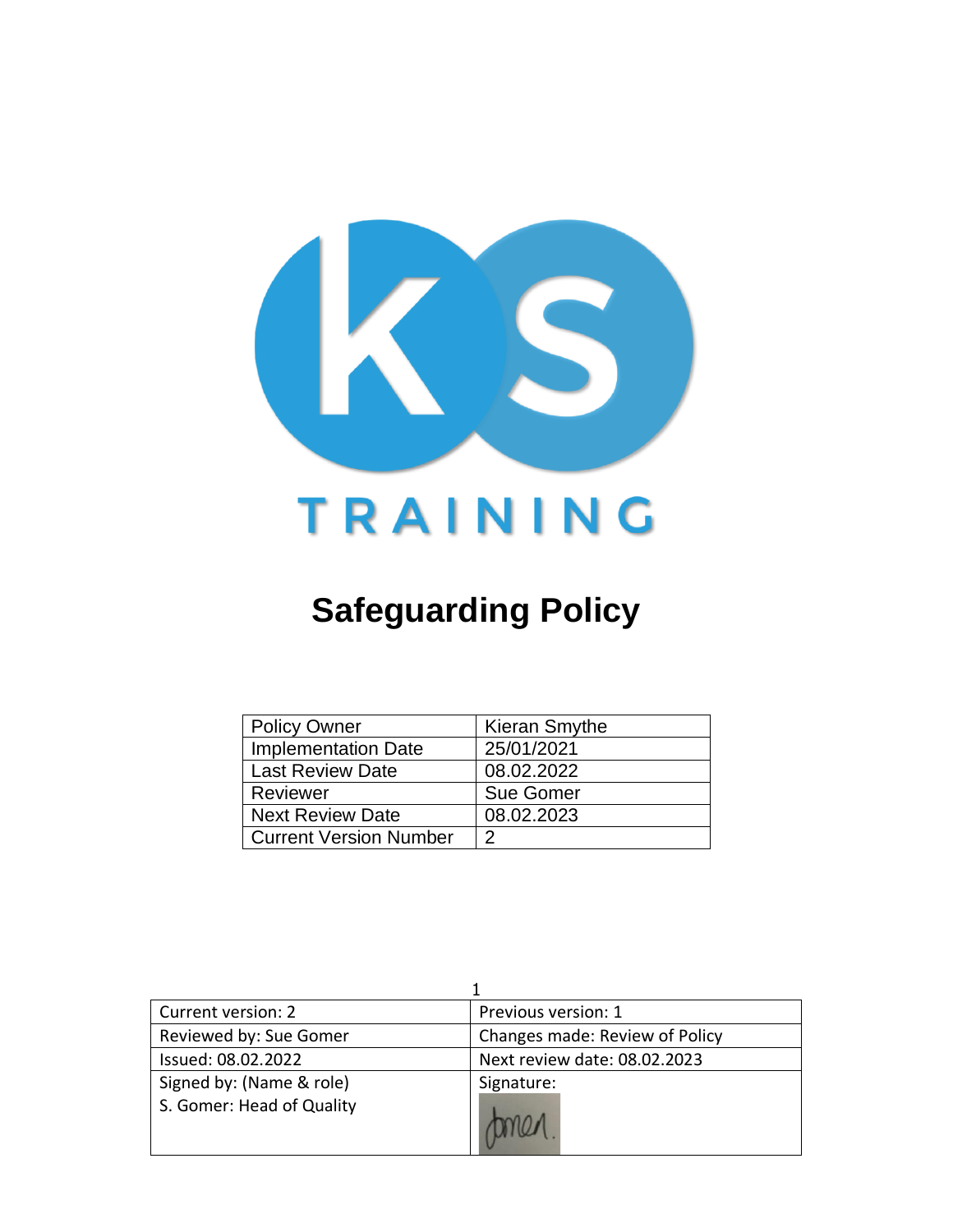KS TRAINING

# Safeguarding Policy

| Policy Owner | Kieran Smythe |
|---|---|
| Implementation Date | 25/01/2021 |
| Last Review Date | 08.02.2022 |
| Reviewer | Sue Gomer |
| Next Review Date | 08.02.2023 |
| Current Version Number | 2 |

| Current version: 2 | Previous version: 1 |
|---|---|
| Reviewed by: Sue Gomer | Changes made: Review of Policy |
| Issued: 08.02.2022 | Next review date: 08.02.2023 |
| Signed by: (Name & role) S. Gomer: Head of Quality | Signature: Gomer. |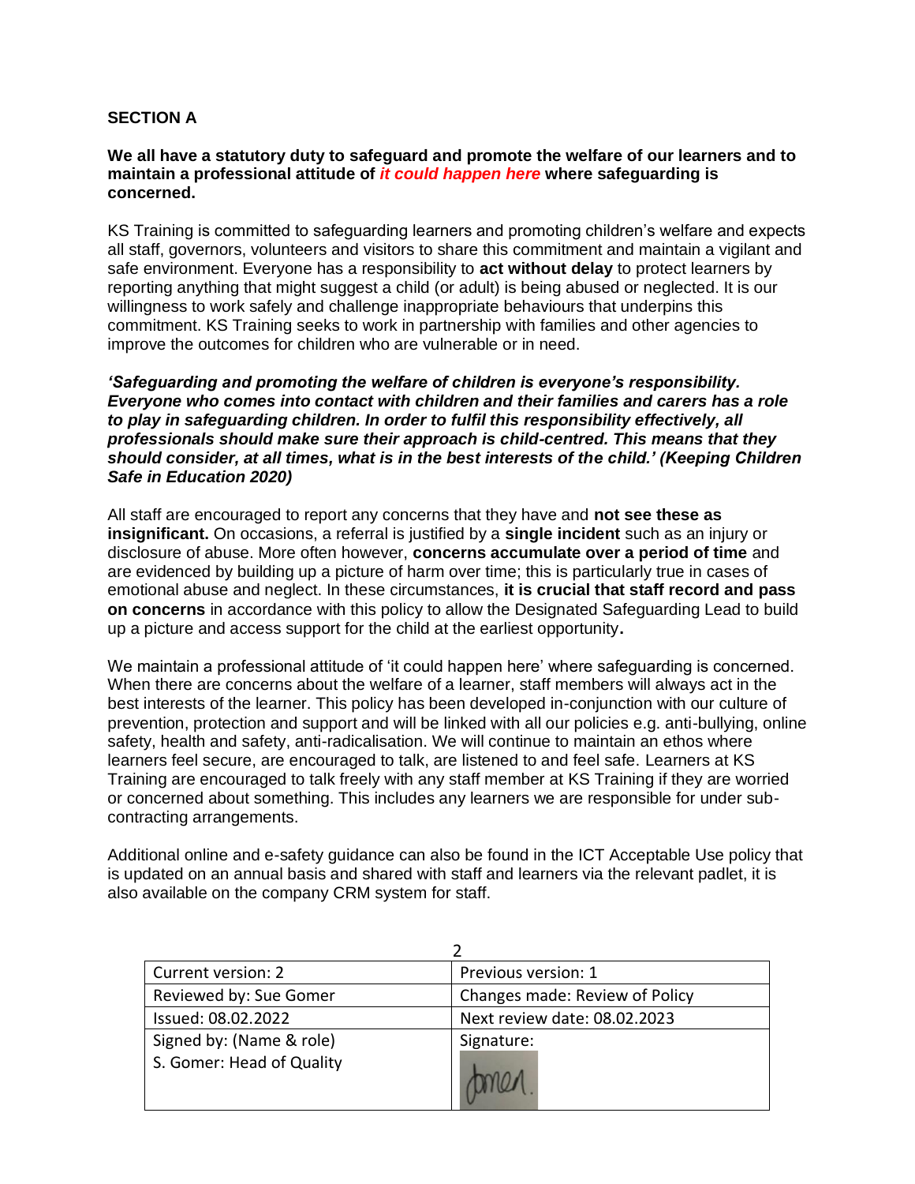## SECTION A

**We all have a statutory duty to safeguard and promote the welfare of our learners and to maintain a professional attitude of *it could happen here* where safeguarding is concerned.**

KS Training is committed to safeguarding learners and promoting children's welfare and expects all staff, governors, volunteers and visitors to share this commitment and maintain a vigilant and safe environment. Everyone has a responsibility to **act without delay** to protect learners by reporting anything that might suggest a child (or adult) is being abused or neglected. It is our willingness to work safely and challenge inappropriate behaviours that underpins this commitment. KS Training seeks to work in partnership with families and other agencies to improve the outcomes for children who are vulnerable or in need.

***'Safeguarding and promoting the welfare of children is everyone's responsibility. Everyone who comes into contact with children and their families and carers has a role to play in safeguarding children. In order to fulfil this responsibility effectively, all professionals should make sure their approach is child-centred. This means that they should consider, at all times, what is in the best interests of the child.' (Keeping Children Safe in Education 2020)***

All staff are encouraged to report any concerns that they have and **not see these as insignificant.** On occasions, a referral is justified by a **single incident** such as an injury or disclosure of abuse. More often however, **concerns accumulate over a period of time** and are evidenced by building up a picture of harm over time; this is particularly true in cases of emotional abuse and neglect. In these circumstances, **it is crucial that staff record and pass on concerns** in accordance with this policy to allow the Designated Safeguarding Lead to build up a picture and access support for the child at the earliest opportunity**.**

We maintain a professional attitude of 'it could happen here' where safeguarding is concerned. When there are concerns about the welfare of a learner, staff members will always act in the best interests of the learner. This policy has been developed in-conjunction with our culture of prevention, protection and support and will be linked with all our policies e.g. anti-bullying, online safety, health and safety, anti-radicalisation. We will continue to maintain an ethos where learners feel secure, are encouraged to talk, are listened to and feel safe. Learners at KS Training are encouraged to talk freely with any staff member at KS Training if they are worried or concerned about something. This includes any learners we are responsible for under sub-contracting arrangements.

Additional online and e-safety guidance can also be found in the ICT Acceptable Use policy that is updated on an annual basis and shared with staff and learners via the relevant padlet, it is also available on the company CRM system for staff.

| Current version: 2 | Previous version: 1 |
|---|---|
| Reviewed by: Sue Gomer | Changes made: Review of Policy |
| Issued: 08.02.2022 | Next review date: 08.02.2023 |
| Signed by: (Name & role) S. Gomer: Head of Quality | Signature: |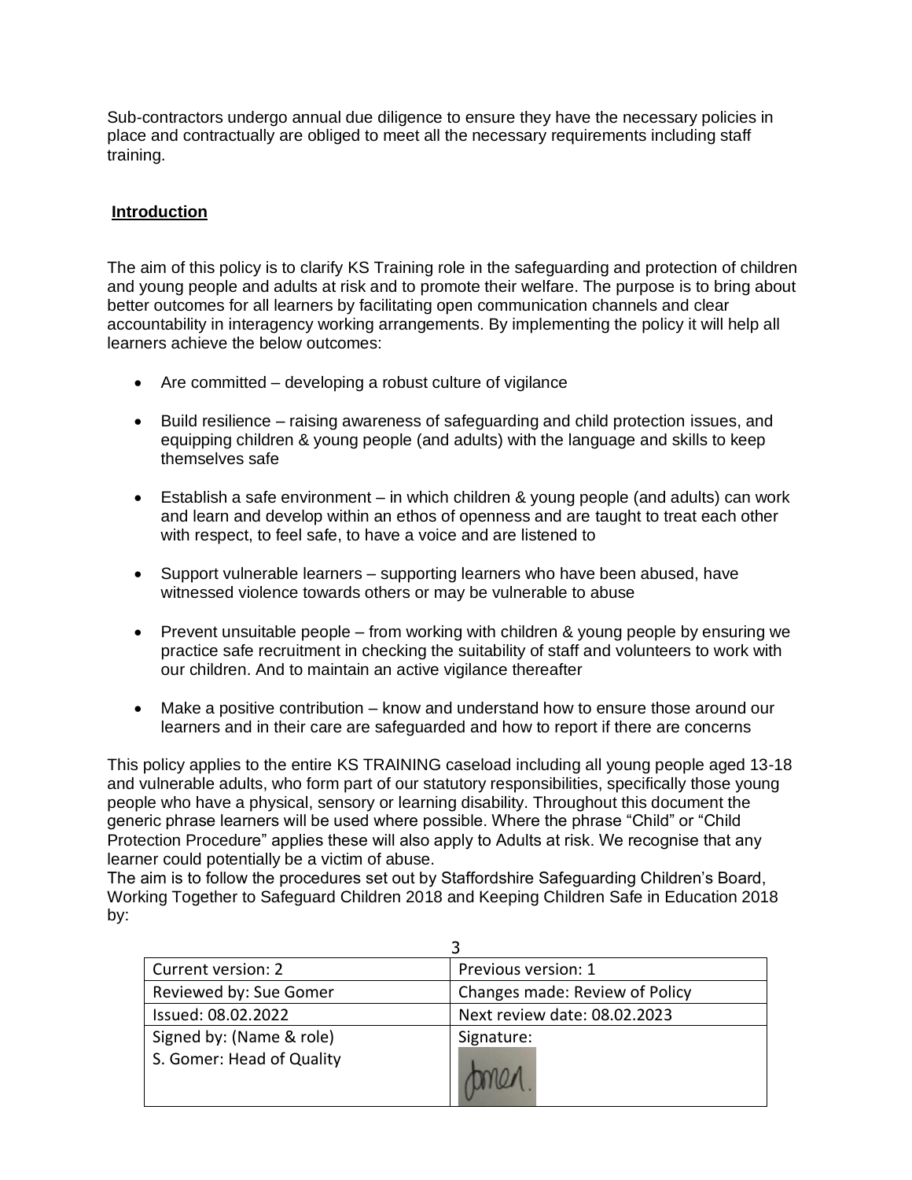Sub-contractors undergo annual due diligence to ensure they have the necessary policies in place and contractually are obliged to meet all the necessary requirements including staff training.

**Introduction**

The aim of this policy is to clarify KS Training role in the safeguarding and protection of children and young people and adults at risk and to promote their welfare. The purpose is to bring about better outcomes for all learners by facilitating open communication channels and clear accountability in interagency working arrangements. By implementing the policy it will help all learners achieve the below outcomes:

- Are committed – developing a robust culture of vigilance
- Build resilience – raising awareness of safeguarding and child protection issues, and equipping children & young people (and adults) with the language and skills to keep themselves safe
- Establish a safe environment – in which children & young people (and adults) can work and learn and develop within an ethos of openness and are taught to treat each other with respect, to feel safe, to have a voice and are listened to
- Support vulnerable learners – supporting learners who have been abused, have witnessed violence towards others or may be vulnerable to abuse
- Prevent unsuitable people – from working with children & young people by ensuring we practice safe recruitment in checking the suitability of staff and volunteers to work with our children. And to maintain an active vigilance thereafter
- Make a positive contribution – know and understand how to ensure those around our learners and in their care are safeguarded and how to report if there are concerns

This policy applies to the entire KS TRAINING caseload including all young people aged 13-18 and vulnerable adults, who form part of our statutory responsibilities, specifically those young people who have a physical, sensory or learning disability. Throughout this document the generic phrase learners will be used where possible. Where the phrase "Child" or "Child Protection Procedure" applies these will also apply to Adults at risk. We recognise that any learner could potentially be a victim of abuse.

The aim is to follow the procedures set out by Staffordshire Safeguarding Children's Board, Working Together to Safeguard Children 2018 and Keeping Children Safe in Education 2018 by: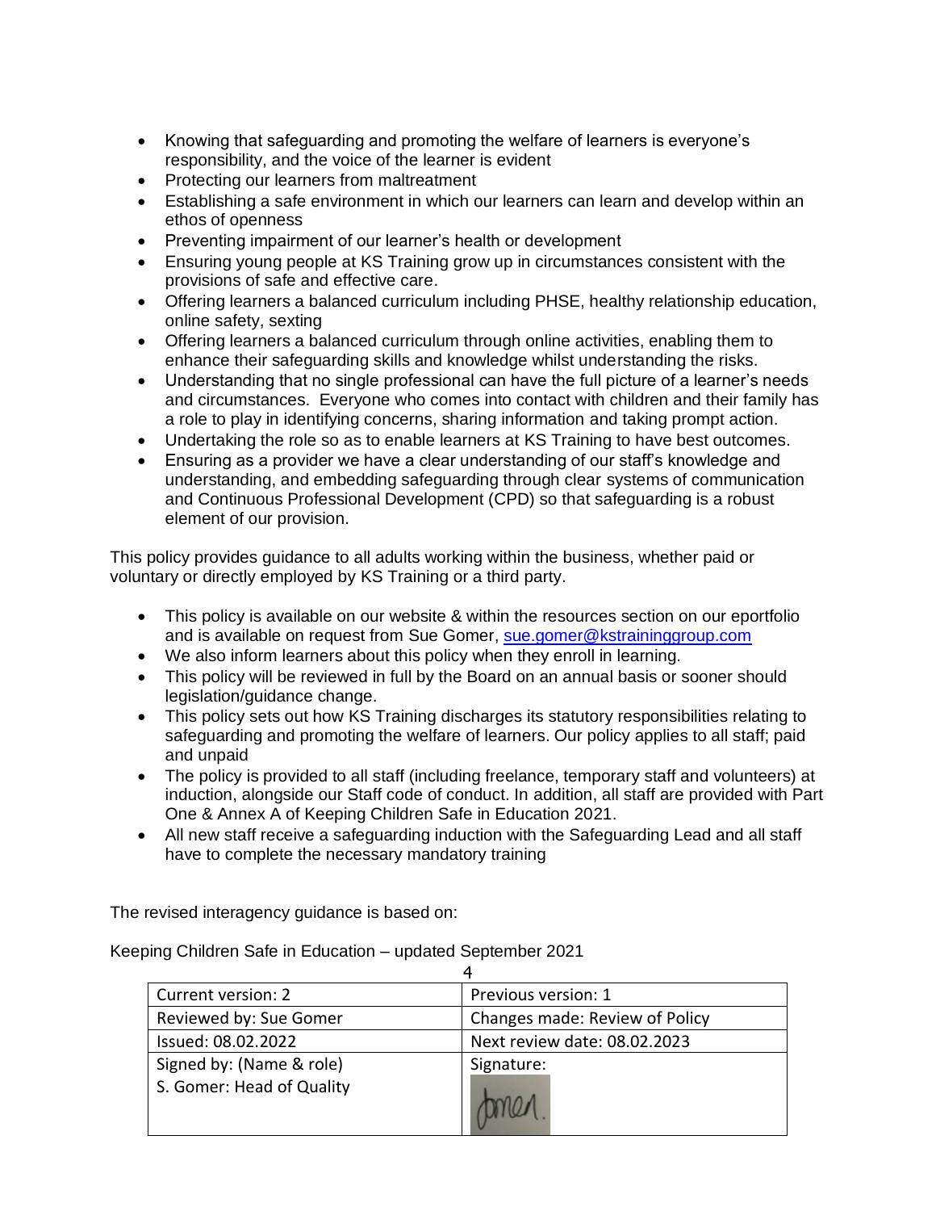- Knowing that safeguarding and promoting the welfare of learners is everyone's responsibility, and the voice of the learner is evident
- Protecting our learners from maltreatment
- Establishing a safe environment in which our learners can learn and develop within an ethos of openness
- Preventing impairment of our learner's health or development
- Ensuring young people at KS Training grow up in circumstances consistent with the provisions of safe and effective care.
- Offering learners a balanced curriculum including PHSE, healthy relationship education, online safety, sexting
- Offering learners a balanced curriculum through online activities, enabling them to enhance their safeguarding skills and knowledge whilst understanding the risks.
- Understanding that no single professional can have the full picture of a learner's needs and circumstances. Everyone who comes into contact with children and their family has a role to play in identifying concerns, sharing information and taking prompt action.
- Undertaking the role so as to enable learners at KS Training to have best outcomes.
- Ensuring as a provider we have a clear understanding of our staff's knowledge and understanding, and embedding safeguarding through clear systems of communication and Continuous Professional Development (CPD) so that safeguarding is a robust element of our provision.

This policy provides guidance to all adults working within the business, whether paid or voluntary or directly employed by KS Training or a third party.

- This policy is available on our website & within the resources section on our eportfolio and is available on request from Sue Gomer, sue.gomer@kstraininggroup.com
- We also inform learners about this policy when they enroll in learning.
- This policy will be reviewed in full by the Board on an annual basis or sooner should legislation/guidance change.
- This policy sets out how KS Training discharges its statutory responsibilities relating to safeguarding and promoting the welfare of learners. Our policy applies to all staff; paid and unpaid
- The policy is provided to all staff (including freelance, temporary staff and volunteers) at induction, alongside our Staff code of conduct. In addition, all staff are provided with Part One & Annex A of Keeping Children Safe in Education 2021.
- All new staff receive a safeguarding induction with the Safeguarding Lead and all staff have to complete the necessary mandatory training

The revised interagency guidance is based on:

Keeping Children Safe in Education – updated September 2021

| Current version: 2 | Previous version: 1 |
|---|---|
| Reviewed by: Sue Gomer | Changes made: Review of Policy |
| Issued: 08.02.2022 | Next review date: 08.02.2023 |
| Signed by: (Name & role) S. Gomer: Head of Quality | Signature: |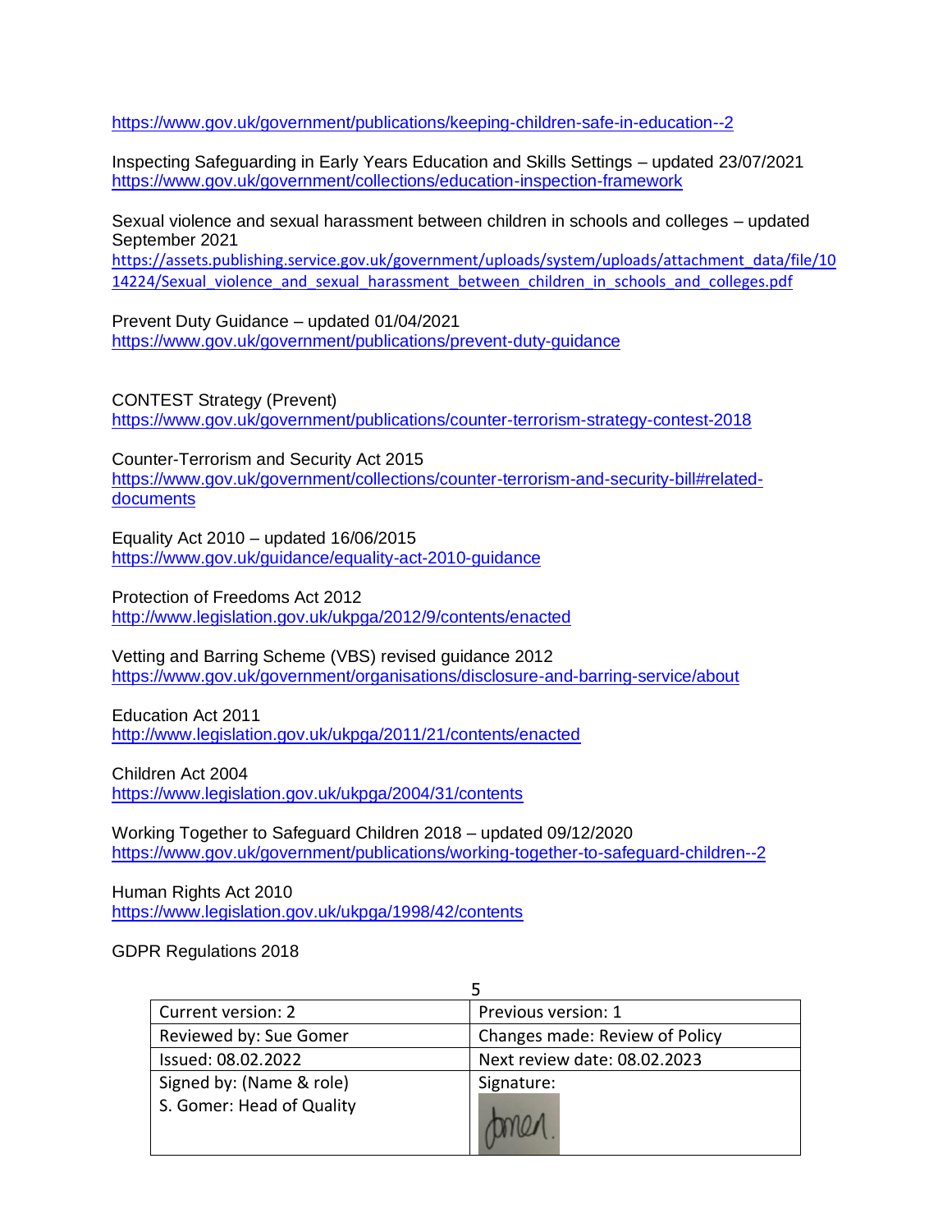https://www.gov.uk/government/publications/keeping-children-safe-in-education--2

Inspecting Safeguarding in Early Years Education and Skills Settings – updated 23/07/2021
https://www.gov.uk/government/collections/education-inspection-framework

Sexual violence and sexual harassment between children in schools and colleges – updated September 2021
https://assets.publishing.service.gov.uk/government/uploads/system/uploads/attachment_data/file/1014224/Sexual_violence_and_sexual_harassment_between_children_in_schools_and_colleges.pdf

Prevent Duty Guidance – updated 01/04/2021
https://www.gov.uk/government/publications/prevent-duty-guidance

CONTEST Strategy (Prevent)
https://www.gov.uk/government/publications/counter-terrorism-strategy-contest-2018

Counter-Terrorism and Security Act 2015
https://www.gov.uk/government/collections/counter-terrorism-and-security-bill#related-documents

Equality Act 2010 – updated 16/06/2015
https://www.gov.uk/guidance/equality-act-2010-guidance

Protection of Freedoms Act 2012
http://www.legislation.gov.uk/ukpga/2012/9/contents/enacted

Vetting and Barring Scheme (VBS) revised guidance 2012
https://www.gov.uk/government/organisations/disclosure-and-barring-service/about

Education Act 2011
http://www.legislation.gov.uk/ukpga/2011/21/contents/enacted

Children Act 2004
https://www.legislation.gov.uk/ukpga/2004/31/contents

Working Together to Safeguard Children 2018 – updated 09/12/2020
https://www.gov.uk/government/publications/working-together-to-safeguard-children--2

Human Rights Act 2010
https://www.legislation.gov.uk/ukpga/1998/42/contents

GDPR Regulations 2018

| Current version: 2 | Previous version: 1 |
|---|---|
| Reviewed by: Sue Gomer | Changes made: Review of Policy |
| Issued: 08.02.2022 | Next review date: 08.02.2023 |
| Signed by: (Name & role) S. Gomer: Head of Quality | Signature: |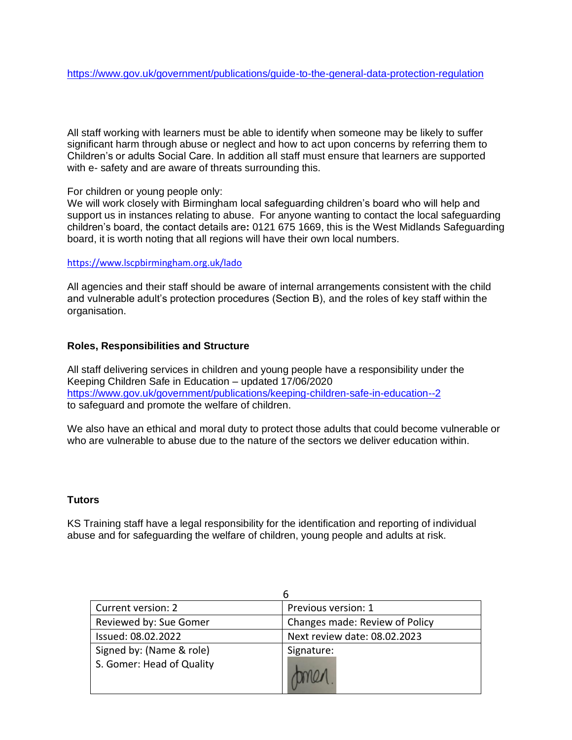https://www.gov.uk/government/publications/guide-to-the-general-data-protection-regulation

All staff working with learners must be able to identify when someone may be likely to suffer significant harm through abuse or neglect and how to act upon concerns by referring them to Children's or adults Social Care. In addition all staff must ensure that learners are supported with e- safety and are aware of threats surrounding this.

For children or young people only:
We will work closely with Birmingham local safeguarding children's board who will help and support us in instances relating to abuse. For anyone wanting to contact the local safeguarding children's board, the contact details are**:** 0121 675 1669, this is the West Midlands Safeguarding board, it is worth noting that all regions will have their own local numbers.

https://www.lscpbirmingham.org.uk/lado

All agencies and their staff should be aware of internal arrangements consistent with the child and vulnerable adult's protection procedures (Section B), and the roles of key staff within the organisation.

**Roles, Responsibilities and Structure**

All staff delivering services in children and young people have a responsibility under the Keeping Children Safe in Education – updated 17/06/2020
https://www.gov.uk/government/publications/keeping-children-safe-in-education--2
to safeguard and promote the welfare of children.

We also have an ethical and moral duty to protect those adults that could become vulnerable or who are vulnerable to abuse due to the nature of the sectors we deliver education within.

**Tutors**

KS Training staff have a legal responsibility for the identification and reporting of individual abuse and for safeguarding the welfare of children, young people and adults at risk.

| Current version: 2 | Previous version: 1 |
|---|---|
| Reviewed by: Sue Gomer | Changes made: Review of Policy |
| Issued: 08.02.2022 | Next review date: 08.02.2023 |
| Signed by: (Name & role) S. Gomer: Head of Quality | Signature: |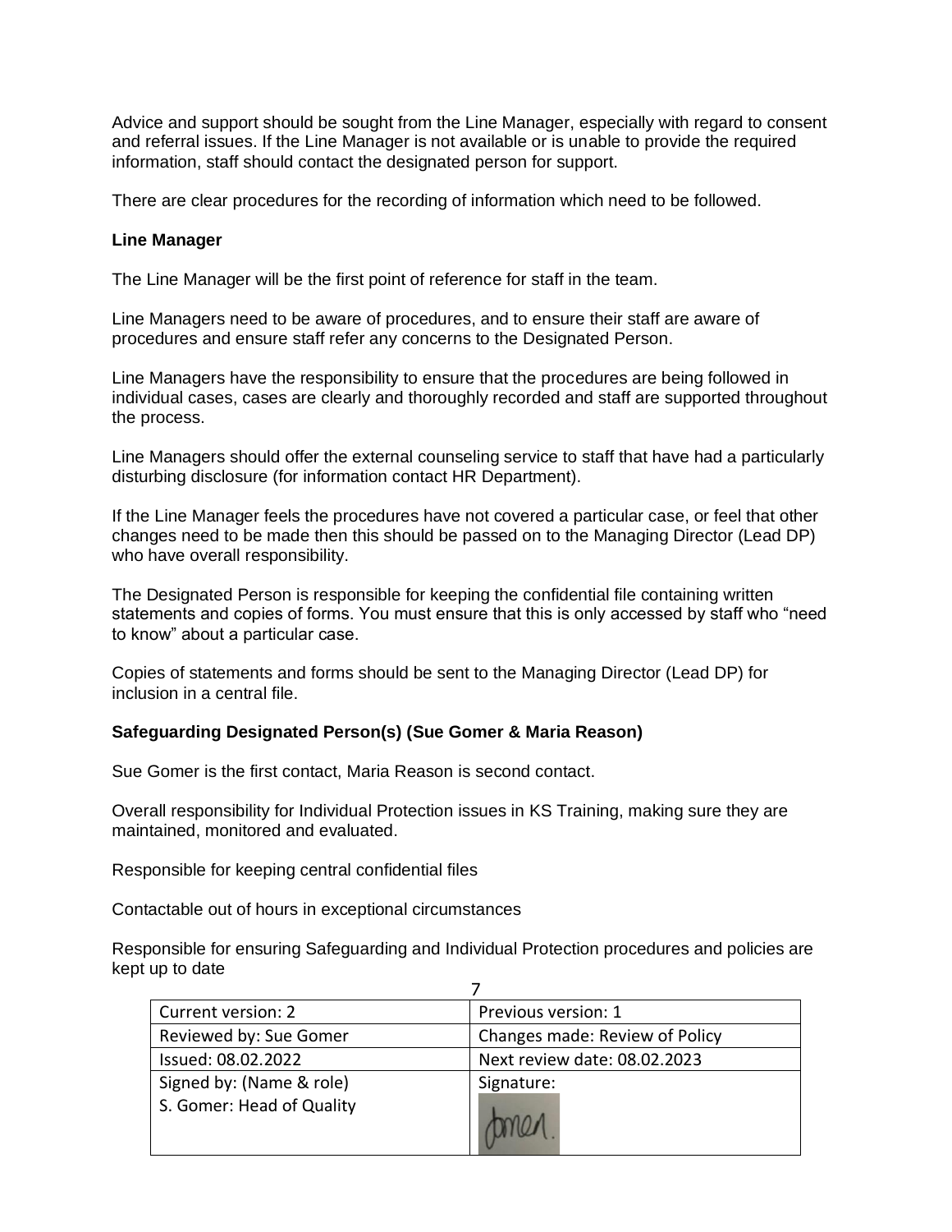Advice and support should be sought from the Line Manager, especially with regard to consent and referral issues. If the Line Manager is not available or is unable to provide the required information, staff should contact the designated person for support.

There are clear procedures for the recording of information which need to be followed.

**Line Manager**

The Line Manager will be the first point of reference for staff in the team.

Line Managers need to be aware of procedures, and to ensure their staff are aware of procedures and ensure staff refer any concerns to the Designated Person.

Line Managers have the responsibility to ensure that the procedures are being followed in individual cases, cases are clearly and thoroughly recorded and staff are supported throughout the process.

Line Managers should offer the external counseling service to staff that have had a particularly disturbing disclosure (for information contact HR Department).

If the Line Manager feels the procedures have not covered a particular case, or feel that other changes need to be made then this should be passed on to the Managing Director (Lead DP) who have overall responsibility.

The Designated Person is responsible for keeping the confidential file containing written statements and copies of forms. You must ensure that this is only accessed by staff who "need to know" about a particular case.

Copies of statements and forms should be sent to the Managing Director (Lead DP) for inclusion in a central file.

**Safeguarding Designated Person(s) (Sue Gomer & Maria Reason)**

Sue Gomer is the first contact, Maria Reason is second contact.

Overall responsibility for Individual Protection issues in KS Training, making sure they are maintained, monitored and evaluated.

Responsible for keeping central confidential files

Contactable out of hours in exceptional circumstances

Responsible for ensuring Safeguarding and Individual Protection procedures and policies are kept up to date

| Current version: 2 | Previous version: 1 |
|---|---|
| Reviewed by: Sue Gomer | Changes made: Review of Policy |
| Issued: 08.02.2022 | Next review date: 08.02.2023 |
| Signed by: (Name & role) S. Gomer: Head of Quality | Signature: Gomer. |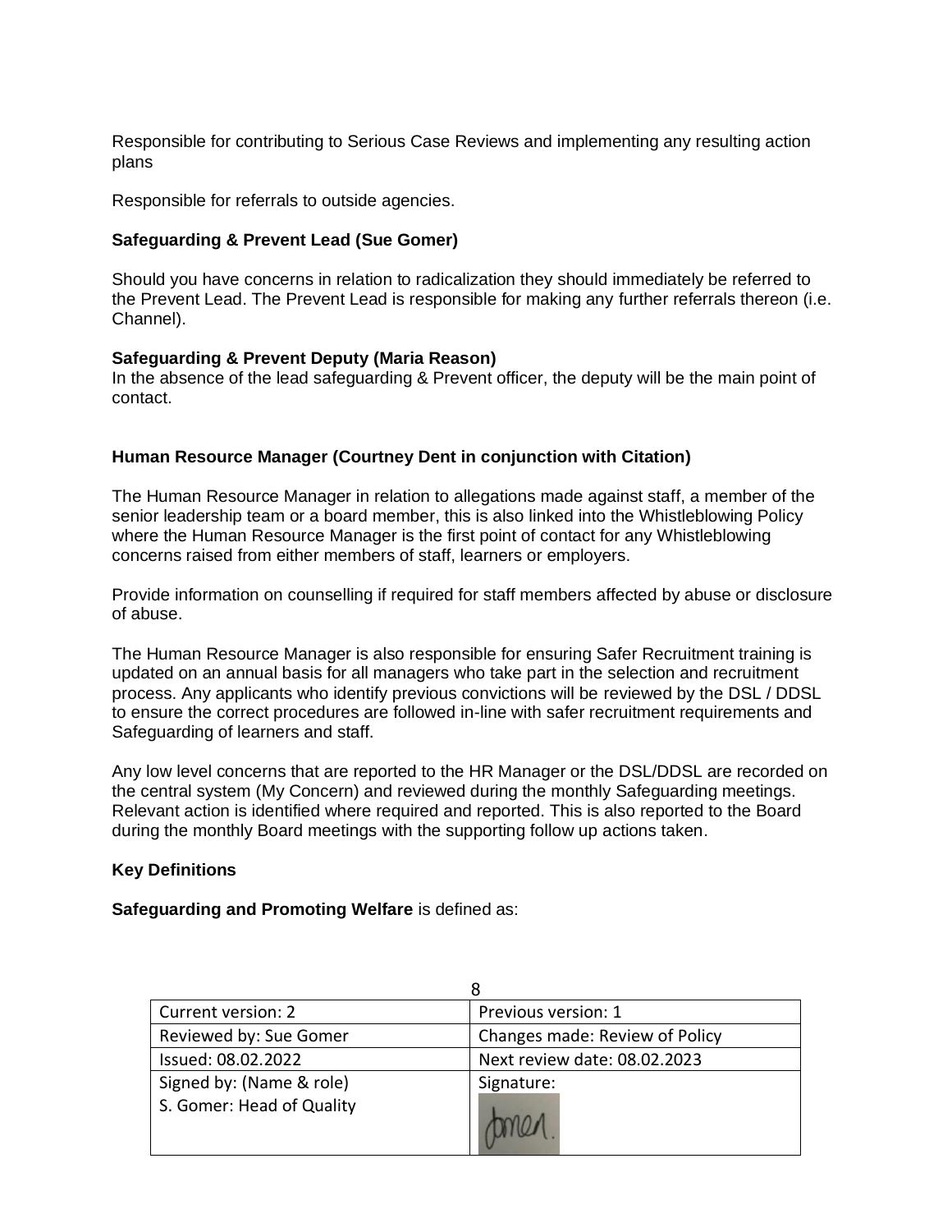Responsible for contributing to Serious Case Reviews and implementing any resulting action plans

Responsible for referrals to outside agencies.

**Safeguarding & Prevent Lead (Sue Gomer)**

Should you have concerns in relation to radicalization they should immediately be referred to the Prevent Lead. The Prevent Lead is responsible for making any further referrals thereon (i.e. Channel).

**Safeguarding & Prevent Deputy (Maria Reason)**

In the absence of the lead safeguarding & Prevent officer, the deputy will be the main point of contact.

**Human Resource Manager (Courtney Dent in conjunction with Citation)**

The Human Resource Manager in relation to allegations made against staff, a member of the senior leadership team or a board member, this is also linked into the Whistleblowing Policy where the Human Resource Manager is the first point of contact for any Whistleblowing concerns raised from either members of staff, learners or employers.

Provide information on counselling if required for staff members affected by abuse or disclosure of abuse.

The Human Resource Manager is also responsible for ensuring Safer Recruitment training is updated on an annual basis for all managers who take part in the selection and recruitment process. Any applicants who identify previous convictions will be reviewed by the DSL / DDSL to ensure the correct procedures are followed in-line with safer recruitment requirements and Safeguarding of learners and staff.

Any low level concerns that are reported to the HR Manager or the DSL/DDSL are recorded on the central system (My Concern) and reviewed during the monthly Safeguarding meetings. Relevant action is identified where required and reported. This is also reported to the Board during the monthly Board meetings with the supporting follow up actions taken.

**Key Definitions**

**Safeguarding and Promoting Welfare** is defined as: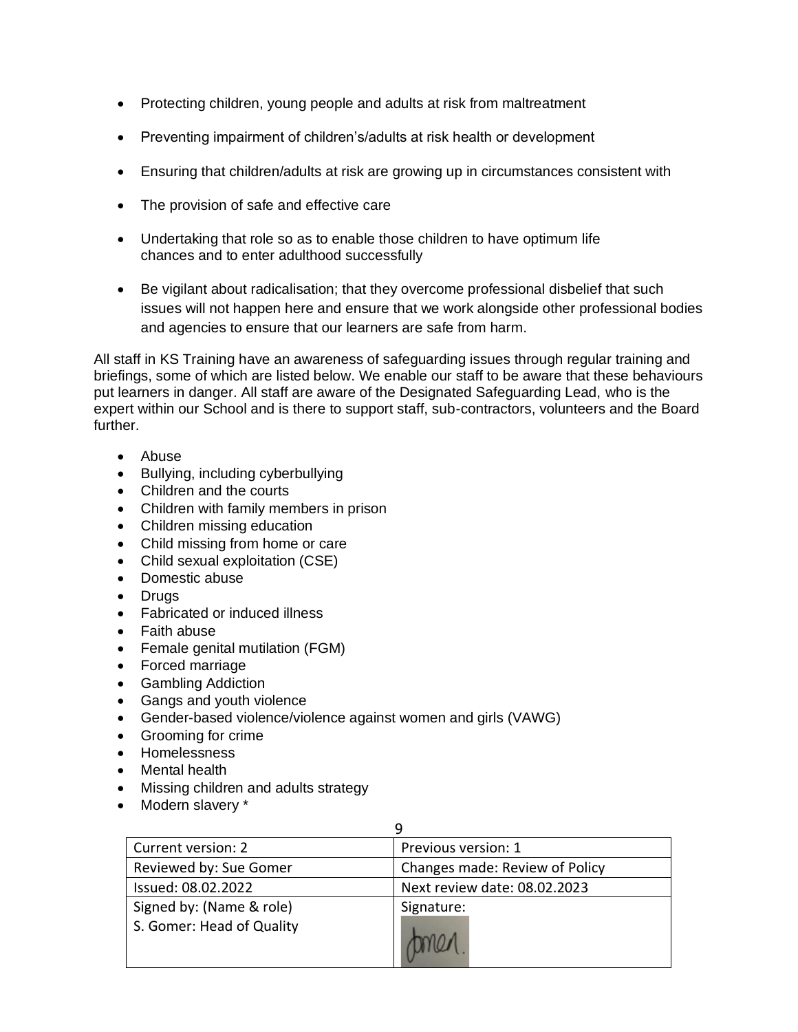- Protecting children, young people and adults at risk from maltreatment
- Preventing impairment of children's/adults at risk health or development
- Ensuring that children/adults at risk are growing up in circumstances consistent with
- The provision of safe and effective care
- Undertaking that role so as to enable those children to have optimum life chances and to enter adulthood successfully
- Be vigilant about radicalisation; that they overcome professional disbelief that such issues will not happen here and ensure that we work alongside other professional bodies and agencies to ensure that our learners are safe from harm.

All staff in KS Training have an awareness of safeguarding issues through regular training and briefings, some of which are listed below. We enable our staff to be aware that these behaviours put learners in danger. All staff are aware of the Designated Safeguarding Lead, who is the expert within our School and is there to support staff, sub-contractors, volunteers and the Board further.

- Abuse
- Bullying, including cyberbullying
- Children and the courts
- Children with family members in prison
- Children missing education
- Child missing from home or care
- Child sexual exploitation (CSE)
- Domestic abuse
- Drugs
- Fabricated or induced illness
- Faith abuse
- Female genital mutilation (FGM)
- Forced marriage
- Gambling Addiction
- Gangs and youth violence
- Gender-based violence/violence against women and girls (VAWG)
- Grooming for crime
- Homelessness
- Mental health
- Missing children and adults strategy
- Modern slavery *

| Current version: 2 | Previous version: 1 |
| --- | --- |
| Reviewed by: Sue Gomer | Changes made: Review of Policy |
| Issued: 08.02.2022 | Next review date: 08.02.2023 |
| Signed by: (Name & role) S. Gomer: Head of Quality | Signature: |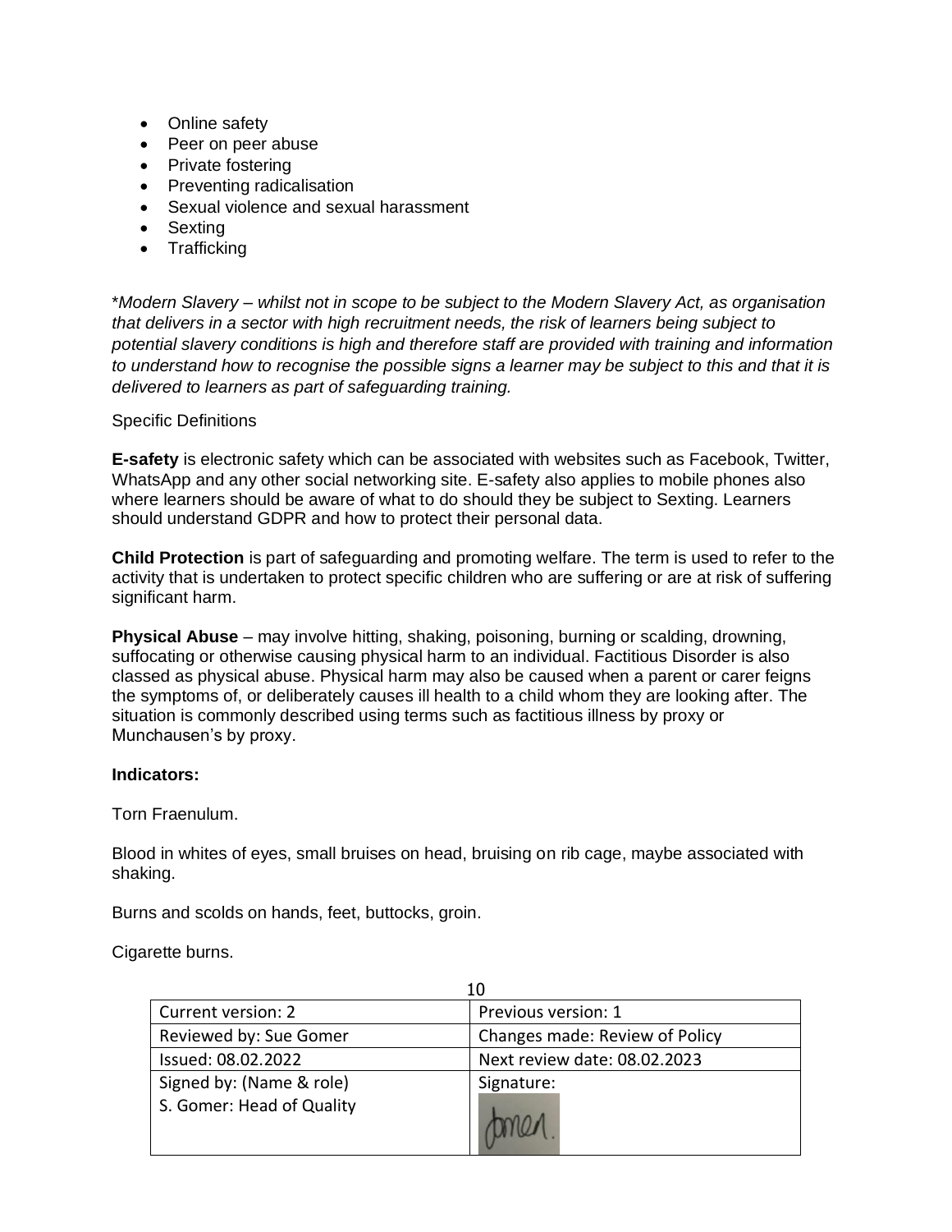- Online safety
- Peer on peer abuse
- Private fostering
- Preventing radicalisation
- Sexual violence and sexual harassment
- Sexting
- Trafficking

*\*Modern Slavery – whilst not in scope to be subject to the Modern Slavery Act, as organisation that delivers in a sector with high recruitment needs, the risk of learners being subject to potential slavery conditions is high and therefore staff are provided with training and information to understand how to recognise the possible signs a learner may be subject to this and that it is delivered to learners as part of safeguarding training.*

Specific Definitions

**E-safety** is electronic safety which can be associated with websites such as Facebook, Twitter, WhatsApp and any other social networking site. E-safety also applies to mobile phones also where learners should be aware of what to do should they be subject to Sexting. Learners should understand GDPR and how to protect their personal data.

**Child Protection** is part of safeguarding and promoting welfare. The term is used to refer to the activity that is undertaken to protect specific children who are suffering or are at risk of suffering significant harm.

**Physical Abuse** – may involve hitting, shaking, poisoning, burning or scalding, drowning, suffocating or otherwise causing physical harm to an individual. Factitious Disorder is also classed as physical abuse. Physical harm may also be caused when a parent or carer feigns the symptoms of, or deliberately causes ill health to a child whom they are looking after. The situation is commonly described using terms such as factitious illness by proxy or Munchausen's by proxy.

**Indicators:**

Torn Fraenulum.

Blood in whites of eyes, small bruises on head, bruising on rib cage, maybe associated with shaking.

Burns and scolds on hands, feet, buttocks, groin.

Cigarette burns.

| Current version: 2 | Previous version: 1 |
|---|---|
| Reviewed by: Sue Gomer | Changes made: Review of Policy |
| Issued: 08.02.2022 | Next review date: 08.02.2023 |
| Signed by: (Name & role) S. Gomer: Head of Quality | Signature: |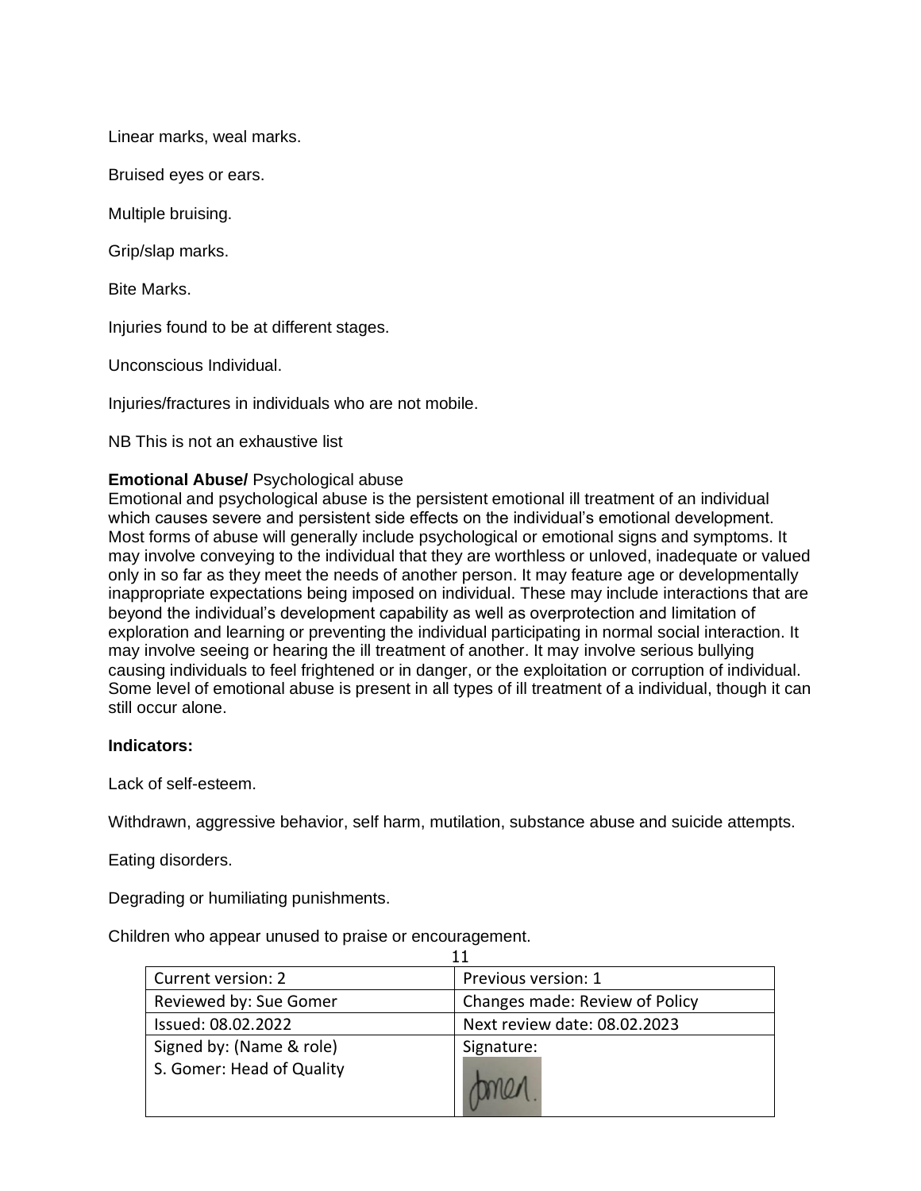Linear marks, weal marks.

Bruised eyes or ears.

Multiple bruising.

Grip/slap marks.

Bite Marks.

Injuries found to be at different stages.

Unconscious Individual.

Injuries/fractures in individuals who are not mobile.

NB This is not an exhaustive list

**Emotional Abuse/** Psychological abuse
Emotional and psychological abuse is the persistent emotional ill treatment of an individual which causes severe and persistent side effects on the individual's emotional development. Most forms of abuse will generally include psychological or emotional signs and symptoms. It may involve conveying to the individual that they are worthless or unloved, inadequate or valued only in so far as they meet the needs of another person. It may feature age or developmentally inappropriate expectations being imposed on individual. These may include interactions that are beyond the individual's development capability as well as overprotection and limitation of exploration and learning or preventing the individual participating in normal social interaction. It may involve seeing or hearing the ill treatment of another. It may involve serious bullying causing individuals to feel frightened or in danger, or the exploitation or corruption of individual. Some level of emotional abuse is present in all types of ill treatment of a individual, though it can still occur alone.

**Indicators:**

Lack of self-esteem.

Withdrawn, aggressive behavior, self harm, mutilation, substance abuse and suicide attempts.

Eating disorders.

Degrading or humiliating punishments.

Children who appear unused to praise or encouragement.

| Current version: 2 | Previous version: 1 |
| --- | --- |
| Reviewed by: Sue Gomer | Changes made: Review of Policy |
| Issued: 08.02.2022 | Next review date: 08.02.2023 |
| Signed by: (Name & role) S. Gomer: Head of Quality | Signature: Gomer. |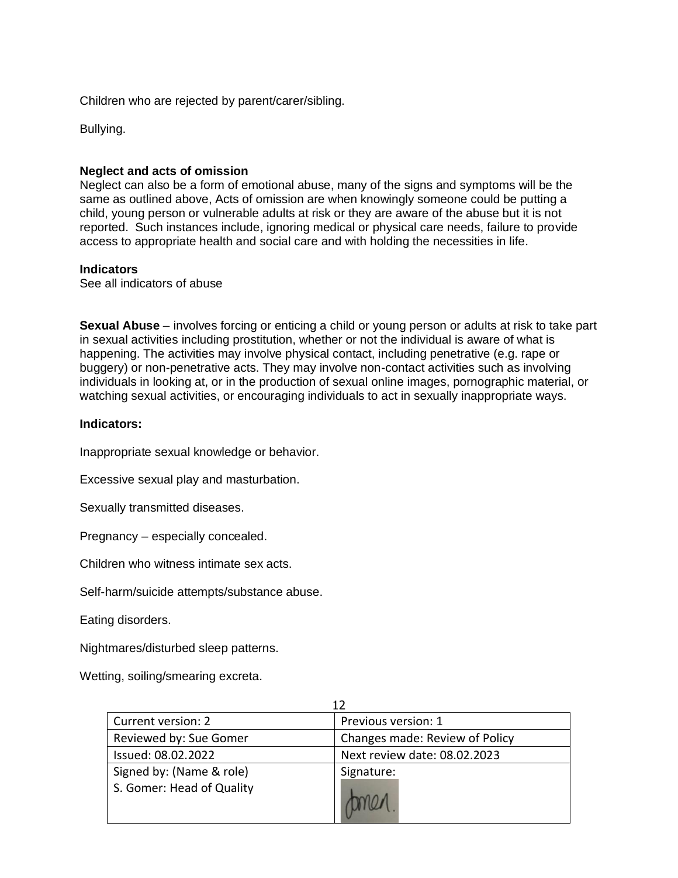Children who are rejected by parent/carer/sibling.

Bullying.

**Neglect and acts of omission**

Neglect can also be a form of emotional abuse, many of the signs and symptoms will be the same as outlined above, Acts of omission are when knowingly someone could be putting a child, young person or vulnerable adults at risk or they are aware of the abuse but it is not reported. Such instances include, ignoring medical or physical care needs, failure to provide access to appropriate health and social care and with holding the necessities in life.

**Indicators**

See all indicators of abuse

**Sexual Abuse** – involves forcing or enticing a child or young person or adults at risk to take part in sexual activities including prostitution, whether or not the individual is aware of what is happening. The activities may involve physical contact, including penetrative (e.g. rape or buggery) or non-penetrative acts. They may involve non-contact activities such as involving individuals in looking at, or in the production of sexual online images, pornographic material, or watching sexual activities, or encouraging individuals to act in sexually inappropriate ways.

**Indicators:**

Inappropriate sexual knowledge or behavior.

Excessive sexual play and masturbation.

Sexually transmitted diseases.

Pregnancy – especially concealed.

Children who witness intimate sex acts.

Self-harm/suicide attempts/substance abuse.

Eating disorders.

Nightmares/disturbed sleep patterns.

Wetting, soiling/smearing excreta.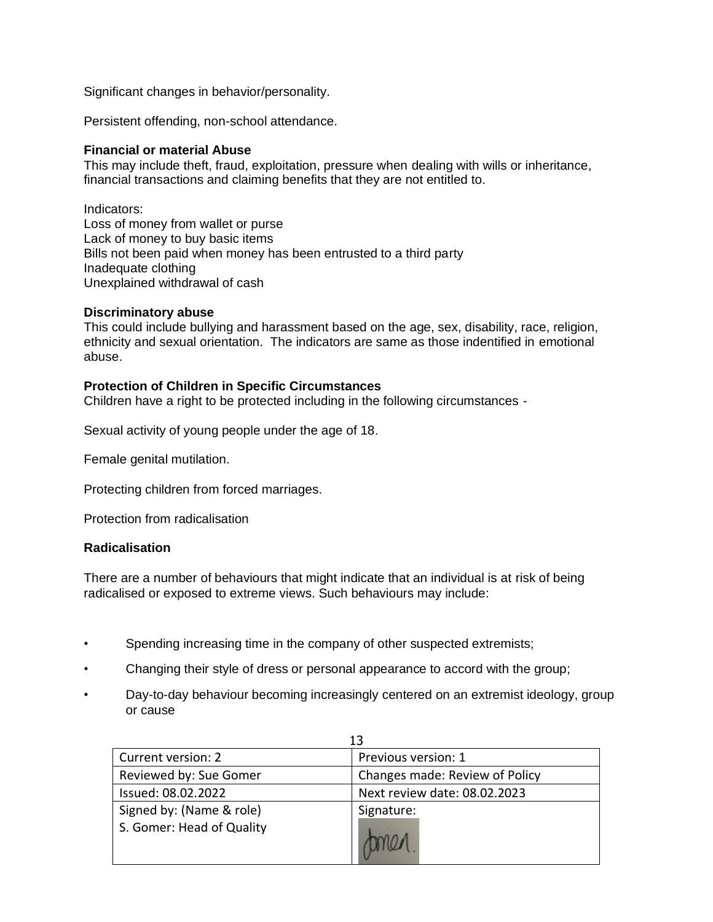Significant changes in behavior/personality.

Persistent offending, non-school attendance.

**Financial or material Abuse**
This may include theft, fraud, exploitation, pressure when dealing with wills or inheritance, financial transactions and claiming benefits that they are not entitled to.

Indicators:
Loss of money from wallet or purse
Lack of money to buy basic items
Bills not been paid when money has been entrusted to a third party
Inadequate clothing
Unexplained withdrawal of cash

**Discriminatory abuse**
This could include bullying and harassment based on the age, sex, disability, race, religion, ethnicity and sexual orientation. The indicators are same as those indentified in emotional abuse.

**Protection of Children in Specific Circumstances**
Children have a right to be protected including in the following circumstances -

Sexual activity of young people under the age of 18.

Female genital mutilation.

Protecting children from forced marriages.

Protection from radicalisation

**Radicalisation**

There are a number of behaviours that might indicate that an individual is at risk of being radicalised or exposed to extreme views. Such behaviours may include:

- Spending increasing time in the company of other suspected extremists;
- Changing their style of dress or personal appearance to accord with the group;
- Day-to-day behaviour becoming increasingly centered on an extremist ideology, group or cause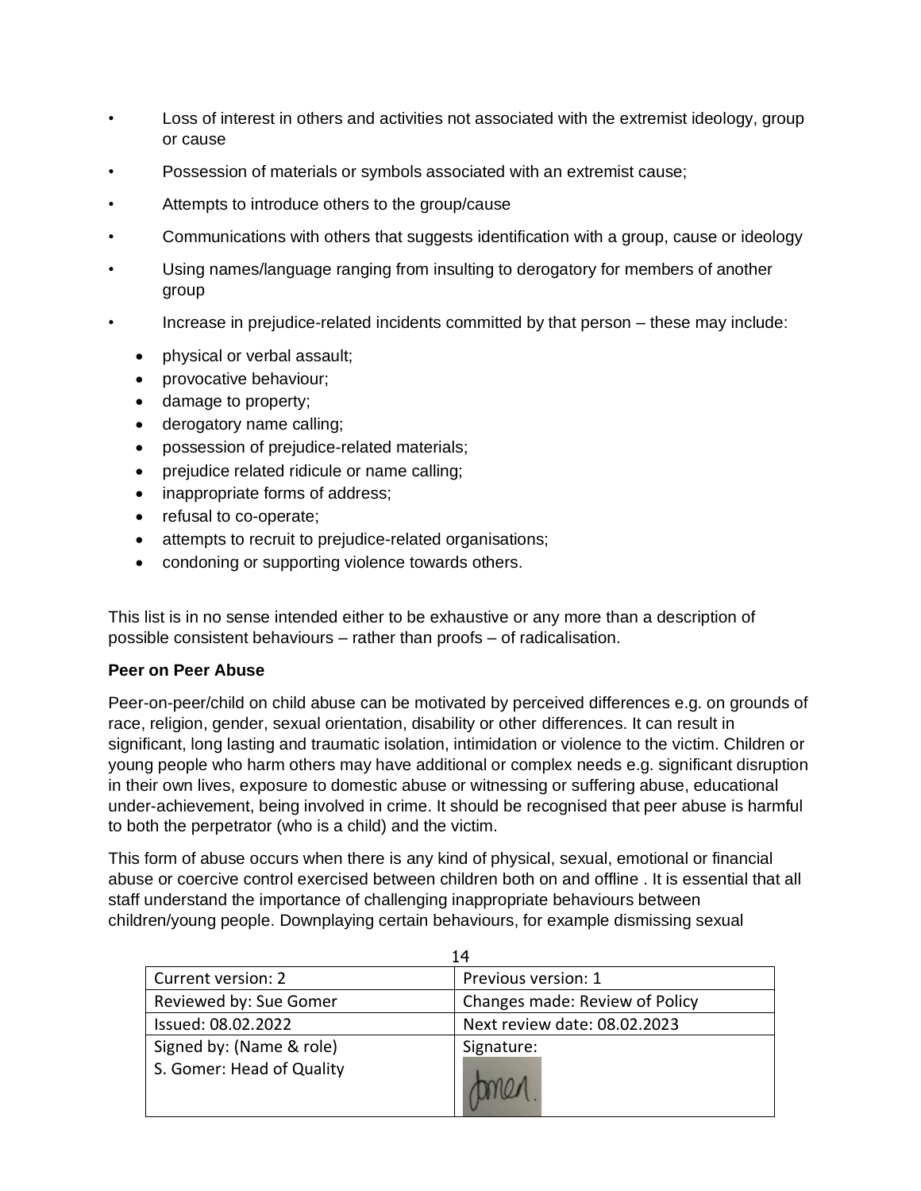- Loss of interest in others and activities not associated with the extremist ideology, group or cause
- Possession of materials or symbols associated with an extremist cause;
- Attempts to introduce others to the group/cause
- Communications with others that suggests identification with a group, cause or ideology
- Using names/language ranging from insulting to derogatory for members of another group
- Increase in prejudice-related incidents committed by that person – these may include:
  - physical or verbal assault;
  - provocative behaviour;
  - damage to property;
  - derogatory name calling;
  - possession of prejudice-related materials;
  - prejudice related ridicule or name calling;
  - inappropriate forms of address;
  - refusal to co-operate;
  - attempts to recruit to prejudice-related organisations;
  - condoning or supporting violence towards others.

This list is in no sense intended either to be exhaustive or any more than a description of possible consistent behaviours – rather than proofs – of radicalisation.

**Peer on Peer Abuse**

Peer-on-peer/child on child abuse can be motivated by perceived differences e.g. on grounds of race, religion, gender, sexual orientation, disability or other differences. It can result in significant, long lasting and traumatic isolation, intimidation or violence to the victim. Children or young people who harm others may have additional or complex needs e.g. significant disruption in their own lives, exposure to domestic abuse or witnessing or suffering abuse, educational under-achievement, being involved in crime. It should be recognised that peer abuse is harmful to both the perpetrator (who is a child) and the victim.

This form of abuse occurs when there is any kind of physical, sexual, emotional or financial abuse or coercive control exercised between children both on and offline . It is essential that all staff understand the importance of challenging inappropriate behaviours between children/young people. Downplaying certain behaviours, for example dismissing sexual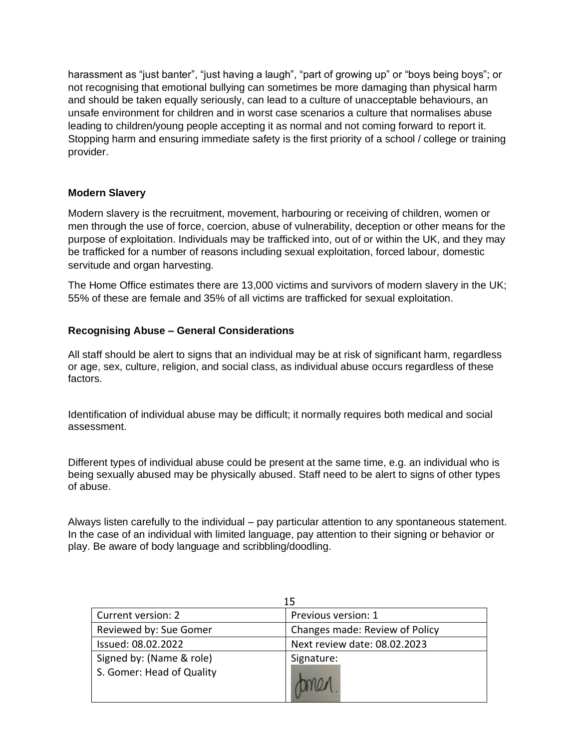harassment as “just banter”, “just having a laugh”, “part of growing up” or “boys being boys”; or not recognising that emotional bullying can sometimes be more damaging than physical harm and should be taken equally seriously, can lead to a culture of unacceptable behaviours, an unsafe environment for children and in worst case scenarios a culture that normalises abuse leading to children/young people accepting it as normal and not coming forward to report it. Stopping harm and ensuring immediate safety is the first priority of a school / college or training provider.

**Modern Slavery**

Modern slavery is the recruitment, movement, harbouring or receiving of children, women or men through the use of force, coercion, abuse of vulnerability, deception or other means for the purpose of exploitation. Individuals may be trafficked into, out of or within the UK, and they may be trafficked for a number of reasons including sexual exploitation, forced labour, domestic servitude and organ harvesting.

The Home Office estimates there are 13,000 victims and survivors of modern slavery in the UK; 55% of these are female and 35% of all victims are trafficked for sexual exploitation.

**Recognising Abuse – General Considerations**

All staff should be alert to signs that an individual may be at risk of significant harm, regardless or age, sex, culture, religion, and social class, as individual abuse occurs regardless of these factors.

Identification of individual abuse may be difficult; it normally requires both medical and social assessment.

Different types of individual abuse could be present at the same time, e.g. an individual who is being sexually abused may be physically abused. Staff need to be alert to signs of other types of abuse.

Always listen carefully to the individual – pay particular attention to any spontaneous statement. In the case of an individual with limited language, pay attention to their signing or behavior or play. Be aware of body language and scribbling/doodling.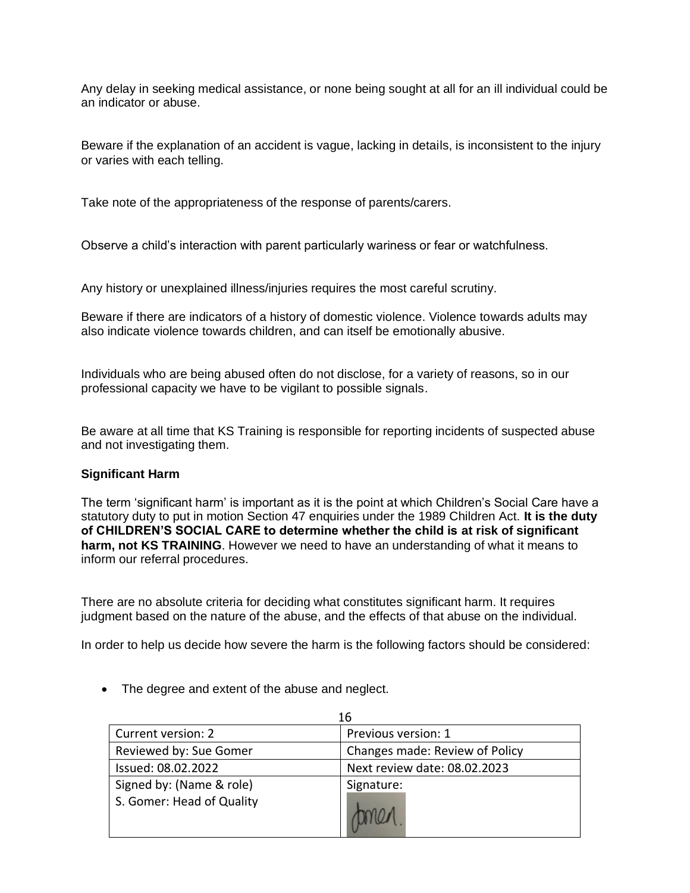Any delay in seeking medical assistance, or none being sought at all for an ill individual could be an indicator or abuse.

Beware if the explanation of an accident is vague, lacking in details, is inconsistent to the injury or varies with each telling.

Take note of the appropriateness of the response of parents/carers.

Observe a child's interaction with parent particularly wariness or fear or watchfulness.

Any history or unexplained illness/injuries requires the most careful scrutiny.

Beware if there are indicators of a history of domestic violence. Violence towards adults may also indicate violence towards children, and can itself be emotionally abusive.

Individuals who are being abused often do not disclose, for a variety of reasons, so in our professional capacity we have to be vigilant to possible signals.

Be aware at all time that KS Training is responsible for reporting incidents of suspected abuse and not investigating them.

**Significant Harm**

The term 'significant harm' is important as it is the point at which Children's Social Care have a statutory duty to put in motion Section 47 enquiries under the 1989 Children Act. **It is the duty of CHILDREN'S SOCIAL CARE to determine whether the child is at risk of significant harm, not KS TRAINING**. However we need to have an understanding of what it means to inform our referral procedures.

There are no absolute criteria for deciding what constitutes significant harm. It requires judgment based on the nature of the abuse, and the effects of that abuse on the individual.

In order to help us decide how severe the harm is the following factors should be considered:

- The degree and extent of the abuse and neglect.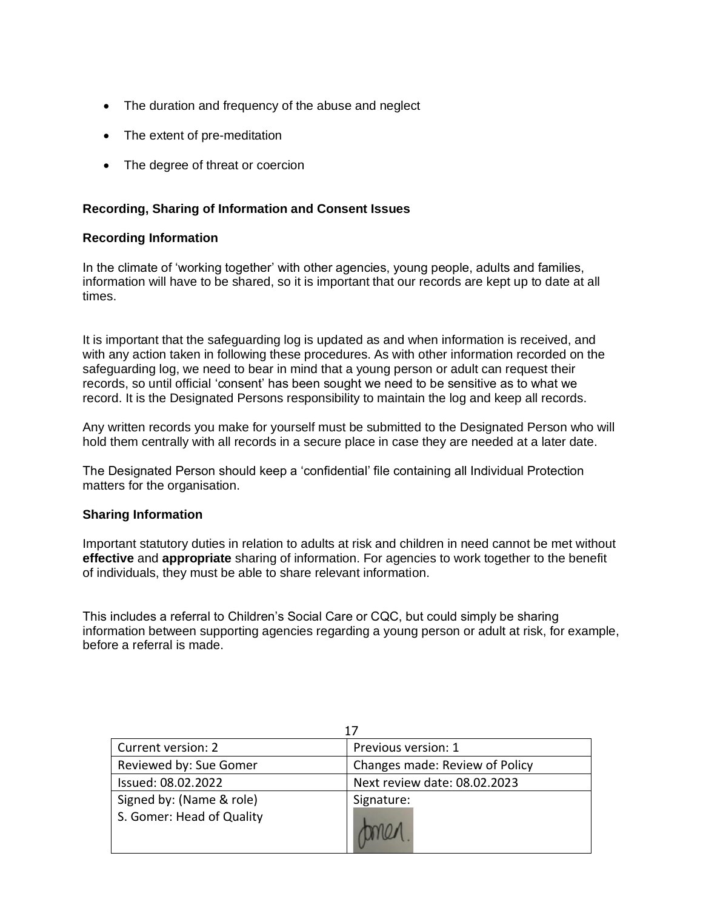- The duration and frequency of the abuse and neglect
- The extent of pre-meditation
- The degree of threat or coercion

### Recording, Sharing of Information and Consent Issues

#### Recording Information

In the climate of 'working together' with other agencies, young people, adults and families, information will have to be shared, so it is important that our records are kept up to date at all times.

It is important that the safeguarding log is updated as and when information is received, and with any action taken in following these procedures. As with other information recorded on the safeguarding log, we need to bear in mind that a young person or adult can request their records, so until official 'consent' has been sought we need to be sensitive as to what we record. It is the Designated Persons responsibility to maintain the log and keep all records.

Any written records you make for yourself must be submitted to the Designated Person who will hold them centrally with all records in a secure place in case they are needed at a later date.

The Designated Person should keep a 'confidential' file containing all Individual Protection matters for the organisation.

#### Sharing Information

Important statutory duties in relation to adults at risk and children in need cannot be met without **effective** and **appropriate** sharing of information. For agencies to work together to the benefit of individuals, they must be able to share relevant information.

This includes a referral to Children's Social Care or CQC, but could simply be sharing information between supporting agencies regarding a young person or adult at risk, for example, before a referral is made.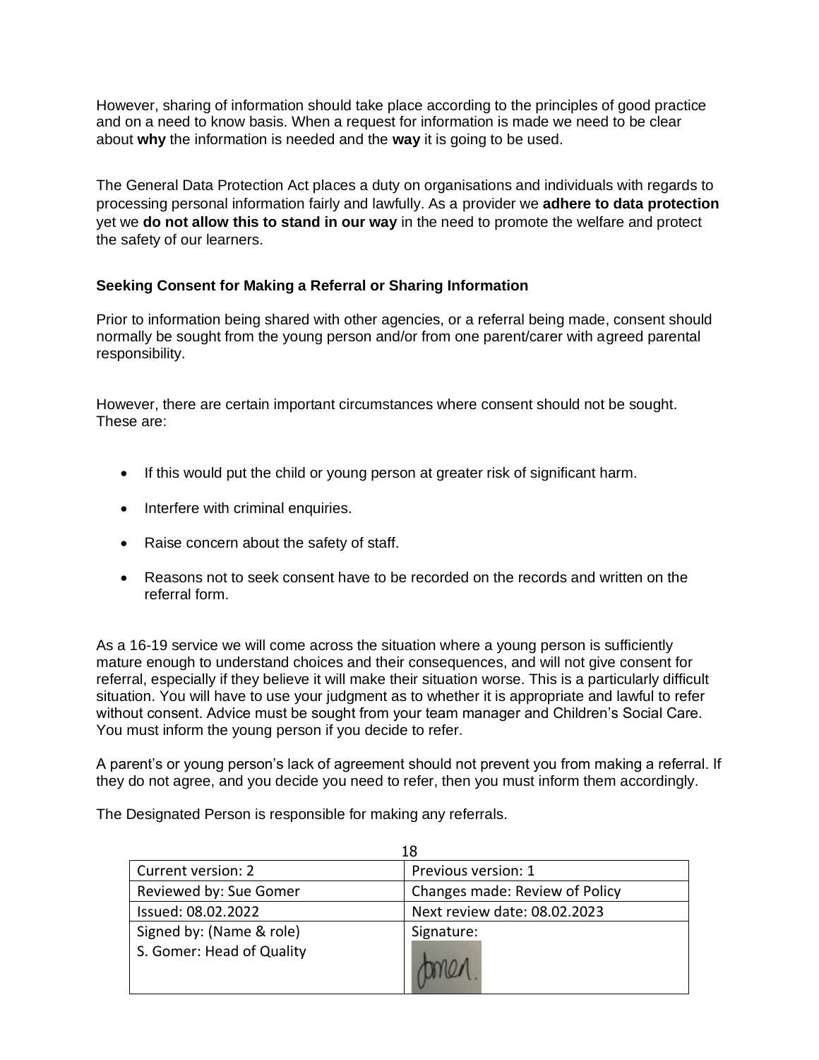However, sharing of information should take place according to the principles of good practice and on a need to know basis. When a request for information is made we need to be clear about **why** the information is needed and the **way** it is going to be used.

The General Data Protection Act places a duty on organisations and individuals with regards to processing personal information fairly and lawfully. As a provider we **adhere to data protection** yet we **do not allow this to stand in our way** in the need to promote the welfare and protect the safety of our learners.

### Seeking Consent for Making a Referral or Sharing Information

Prior to information being shared with other agencies, or a referral being made, consent should normally be sought from the young person and/or from one parent/carer with agreed parental responsibility.

However, there are certain important circumstances where consent should not be sought. These are:

- If this would put the child or young person at greater risk of significant harm.
- Interfere with criminal enquiries.
- Raise concern about the safety of staff.
- Reasons not to seek consent have to be recorded on the records and written on the referral form.

As a 16-19 service we will come across the situation where a young person is sufficiently mature enough to understand choices and their consequences, and will not give consent for referral, especially if they believe it will make their situation worse. This is a particularly difficult situation. You will have to use your judgment as to whether it is appropriate and lawful to refer without consent. Advice must be sought from your team manager and Children's Social Care. You must inform the young person if you decide to refer.

A parent's or young person's lack of agreement should not prevent you from making a referral. If they do not agree, and you decide you need to refer, then you must inform them accordingly.

The Designated Person is responsible for making any referrals.

| Current version: 2 | Previous version: 1 |
|---|---|
| Reviewed by: Sue Gomer | Changes made: Review of Policy |
| Issued: 08.02.2022 | Next review date: 08.02.2023 |
| Signed by: (Name & role) S. Gomer: Head of Quality | Signature: |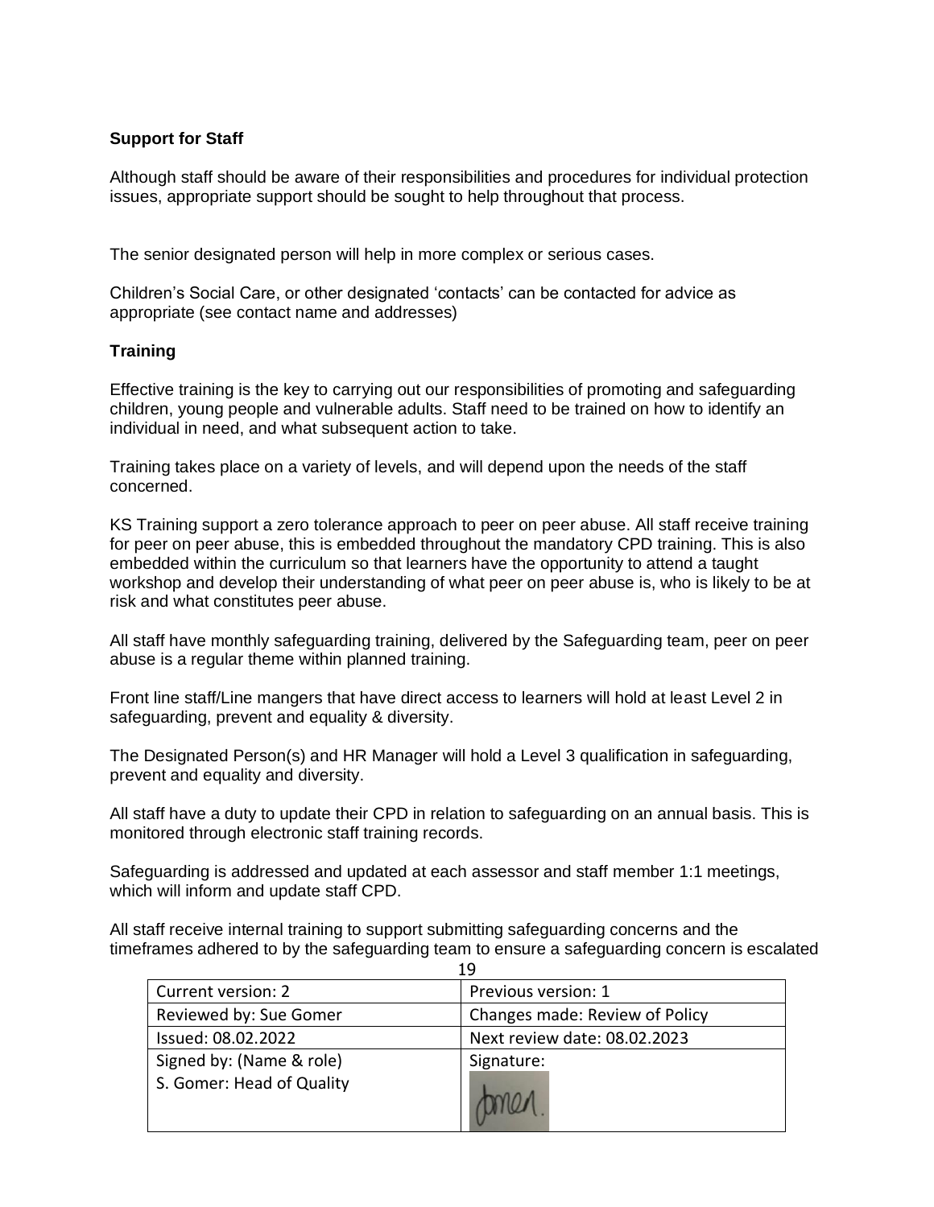**Support for Staff**

Although staff should be aware of their responsibilities and procedures for individual protection issues, appropriate support should be sought to help throughout that process.

The senior designated person will help in more complex or serious cases.

Children's Social Care, or other designated 'contacts' can be contacted for advice as appropriate (see contact name and addresses)

**Training**

Effective training is the key to carrying out our responsibilities of promoting and safeguarding children, young people and vulnerable adults. Staff need to be trained on how to identify an individual in need, and what subsequent action to take.

Training takes place on a variety of levels, and will depend upon the needs of the staff concerned.

KS Training support a zero tolerance approach to peer on peer abuse. All staff receive training for peer on peer abuse, this is embedded throughout the mandatory CPD training. This is also embedded within the curriculum so that learners have the opportunity to attend a taught workshop and develop their understanding of what peer on peer abuse is, who is likely to be at risk and what constitutes peer abuse.

All staff have monthly safeguarding training, delivered by the Safeguarding team, peer on peer abuse is a regular theme within planned training.

Front line staff/Line mangers that have direct access to learners will hold at least Level 2 in safeguarding, prevent and equality & diversity.

The Designated Person(s) and HR Manager will hold a Level 3 qualification in safeguarding, prevent and equality and diversity.

All staff have a duty to update their CPD in relation to safeguarding on an annual basis. This is monitored through electronic staff training records.

Safeguarding is addressed and updated at each assessor and staff member 1:1 meetings, which will inform and update staff CPD.

All staff receive internal training to support submitting safeguarding concerns and the timeframes adhered to by the safeguarding team to ensure a safeguarding concern is escalated

| Current version: 2 | Previous version: 1 |
|---|---|
| Reviewed by: Sue Gomer | Changes made: Review of Policy |
| Issued: 08.02.2022 | Next review date: 08.02.2023 |
| Signed by: (Name & role) S. Gomer: Head of Quality | Signature: |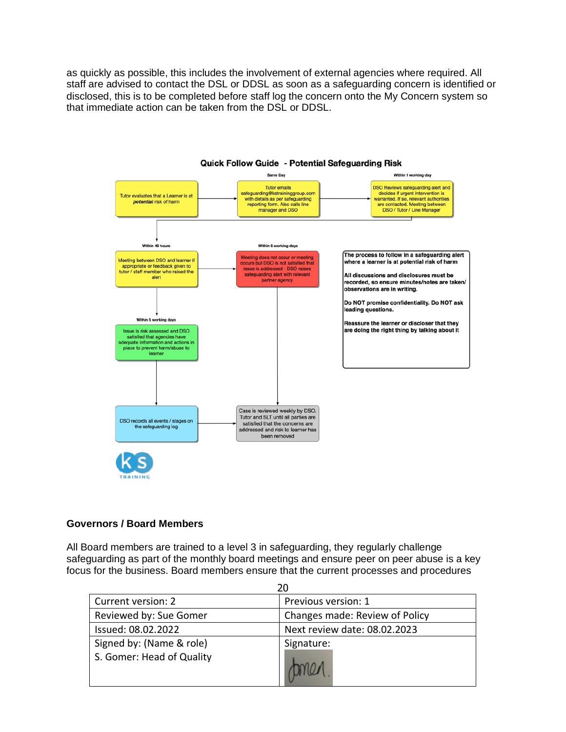as quickly as possible, this includes the involvement of external agencies where required. All staff are advised to contact the DSL or DDSL as soon as a safeguarding concern is identified or disclosed, this is to be completed before staff log the concern onto the My Concern system so that immediate action can be taken from the DSL or DDSL.

**Quick Follow Guide - Potential Safeguarding Risk**

Same Day

Within 1 working day

Tutor evaluates that a Learner is at ***potential*** risk of harm

Tutor emails safeguarding@kstraininggroup.com with details as per safeguarding reporting form. Also calls line manager and DSO

DSO Reviews safeguarding alert and decides if urgent intervention is warranted. If so, relevant authorities are contacted. Meeting between DSO / Tutor / Line Manager

Within 48 hours

Meeting between DSO and learner if appropriate or feedback given to tutor / staff member who raised the alert

Within 5 working days

Meeting does not occur or meeting occurs but DSO is not satisfied that issue is addressed - DSO raises safeguarding alert with relevant partner agency

**The process to follow in a safeguarding alert where a learner is at potential risk of harm**

**All discussions and disclosures must be recorded, so ensure minutes/notes are taken/ observations are in writing.**

**Do NOT promise confidentiality. Do NOT ask leading questions.**

**Reassure the learner or discloser that they are doing the right thing by talking about it**

Within 5 working days

Issue is risk assessed and DSO satisfied that agencies have adequate information and actions in place to prevent harm/abuse to learner

DSO records all events / stages on the safeguarding log

Case is reviewed weekly by DSO. Tutor and SLT until all parties are satisfied that the concerns are addressed and risk to learner has been removed

KS TRAINING

### Governors / Board Members

All Board members are trained to a level 3 in safeguarding, they regularly challenge safeguarding as part of the monthly board meetings and ensure peer on peer abuse is a key focus for the business. Board members ensure that the current processes and procedures

| Current version: 2 | Previous version: 1 |
|---|---|
| Reviewed by: Sue Gomer | Changes made: Review of Policy |
| Issued: 08.02.2022 | Next review date: 08.02.2023 |
| Signed by: (Name & role) S. Gomer: Head of Quality | Signature: |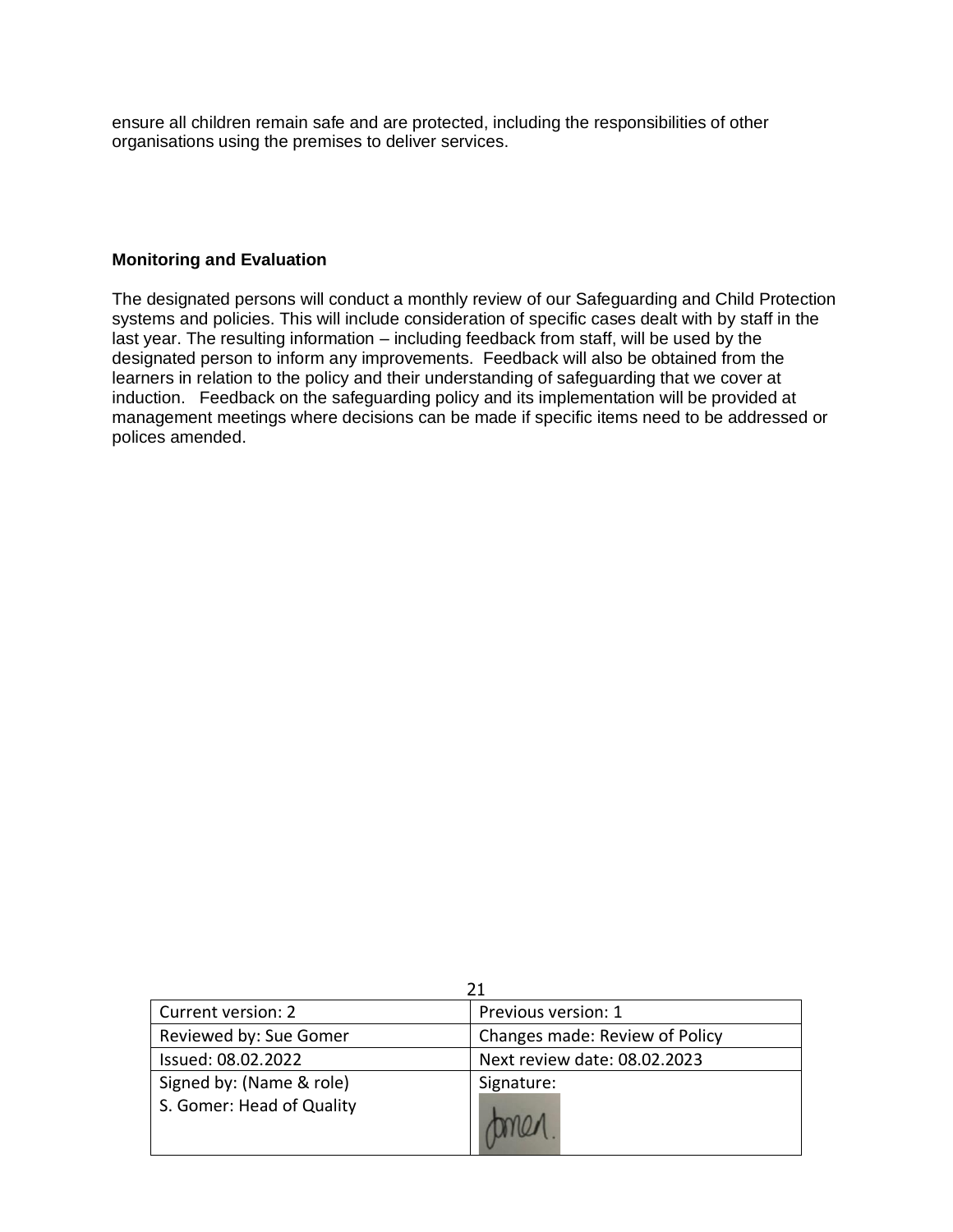ensure all children remain safe and are protected, including the responsibilities of other organisations using the premises to deliver services.

**Monitoring and Evaluation**

The designated persons will conduct a monthly review of our Safeguarding and Child Protection systems and policies. This will include consideration of specific cases dealt with by staff in the last year. The resulting information – including feedback from staff, will be used by the designated person to inform any improvements. Feedback will also be obtained from the learners in relation to the policy and their understanding of safeguarding that we cover at induction. Feedback on the safeguarding policy and its implementation will be provided at management meetings where decisions can be made if specific items need to be addressed or polices amended.

| Current version: 2 | Previous version: 1 |
|---|---|
| Reviewed by: Sue Gomer | Changes made: Review of Policy |
| Issued: 08.02.2022 | Next review date: 08.02.2023 |
| Signed by: (Name & role) S. Gomer: Head of Quality | Signature: |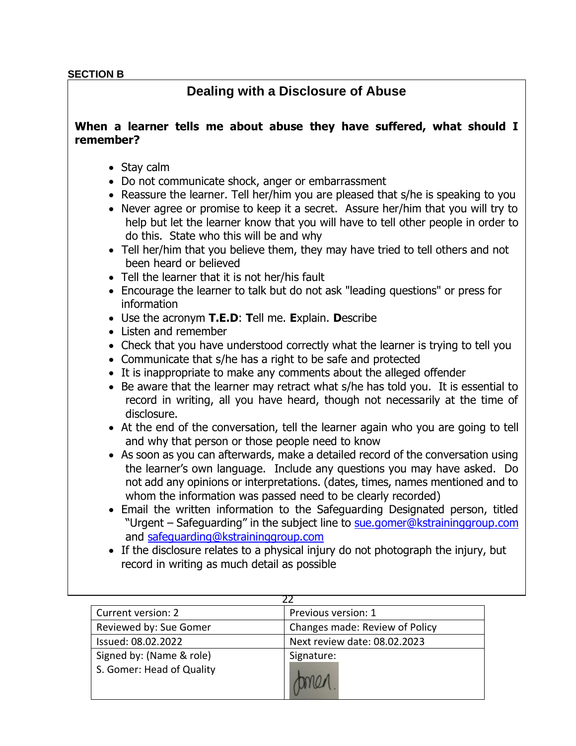**SECTION B**

## Dealing with a Disclosure of Abuse

**When a learner tells me about abuse they have suffered, what should I remember?**

- Stay calm
- Do not communicate shock, anger or embarrassment
- Reassure the learner. Tell her/him you are pleased that s/he is speaking to you
- Never agree or promise to keep it a secret. Assure her/him that you will try to help but let the learner know that you will have to tell other people in order to do this. State who this will be and why
- Tell her/him that you believe them, they may have tried to tell others and not been heard or believed
- Tell the learner that it is not her/his fault
- Encourage the learner to talk but do not ask "leading questions" or press for information
- Use the acronym **T.E.D**: **T**ell me. **E**xplain. **D**escribe
- Listen and remember
- Check that you have understood correctly what the learner is trying to tell you
- Communicate that s/he has a right to be safe and protected
- It is inappropriate to make any comments about the alleged offender
- Be aware that the learner may retract what s/he has told you. It is essential to record in writing, all you have heard, though not necessarily at the time of disclosure.
- At the end of the conversation, tell the learner again who you are going to tell and why that person or those people need to know
- As soon as you can afterwards, make a detailed record of the conversation using the learner's own language. Include any questions you may have asked. Do not add any opinions or interpretations. (dates, times, names mentioned and to whom the information was passed need to be clearly recorded)
- Email the written information to the Safeguarding Designated person, titled "Urgent – Safeguarding" in the subject line to sue.gomer@kstraininggroup.com and safeguarding@kstraininggroup.com
- If the disclosure relates to a physical injury do not photograph the injury, but record in writing as much detail as possible

| Current version: 2 | Previous version: 1 |
|---|---|
| Reviewed by: Sue Gomer | Changes made: Review of Policy |
| Issued: 08.02.2022 | Next review date: 08.02.2023 |
| Signed by: (Name & role) S. Gomer: Head of Quality | Signature: |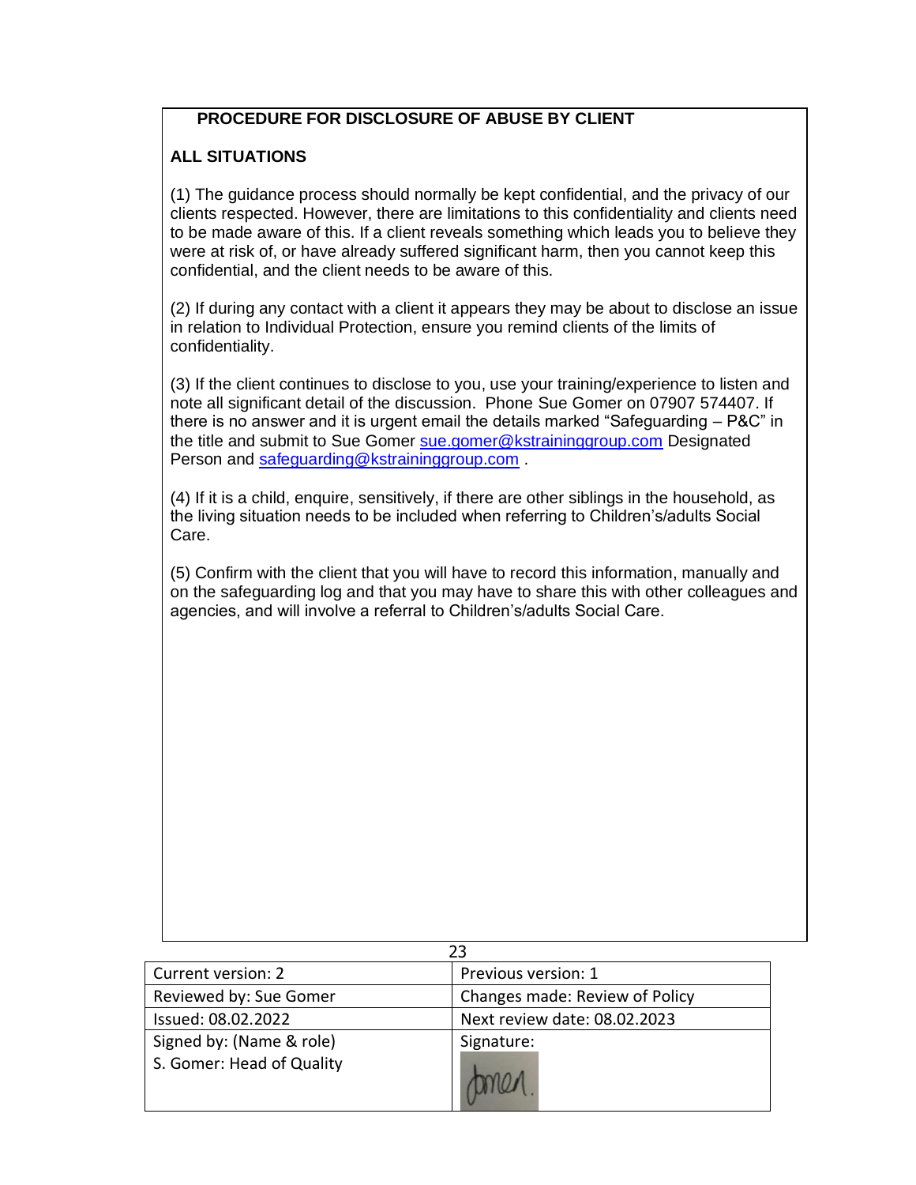## PROCEDURE FOR DISCLOSURE OF ABUSE BY CLIENT

### ALL SITUATIONS

(1) The guidance process should normally be kept confidential, and the privacy of our clients respected. However, there are limitations to this confidentiality and clients need to be made aware of this. If a client reveals something which leads you to believe they were at risk of, or have already suffered significant harm, then you cannot keep this confidential, and the client needs to be aware of this.

(2) If during any contact with a client it appears they may be about to disclose an issue in relation to Individual Protection, ensure you remind clients of the limits of confidentiality.

(3) If the client continues to disclose to you, use your training/experience to listen and note all significant detail of the discussion. Phone Sue Gomer on 07907 574407. If there is no answer and it is urgent email the details marked "Safeguarding – P&C" in the title and submit to Sue Gomer sue.gomer@kstraininggroup.com Designated Person and safeguarding@kstraininggroup.com .

(4) If it is a child, enquire, sensitively, if there are other siblings in the household, as the living situation needs to be included when referring to Children's/adults Social Care.

(5) Confirm with the client that you will have to record this information, manually and on the safeguarding log and that you may have to share this with other colleagues and agencies, and will involve a referral to Children's/adults Social Care.

| Current version: 2 | Previous version: 1 |
|---|---|
| Reviewed by: Sue Gomer | Changes made: Review of Policy |
| Issued: 08.02.2022 | Next review date: 08.02.2023 |
| Signed by: (Name & role) S. Gomer: Head of Quality | Signature: |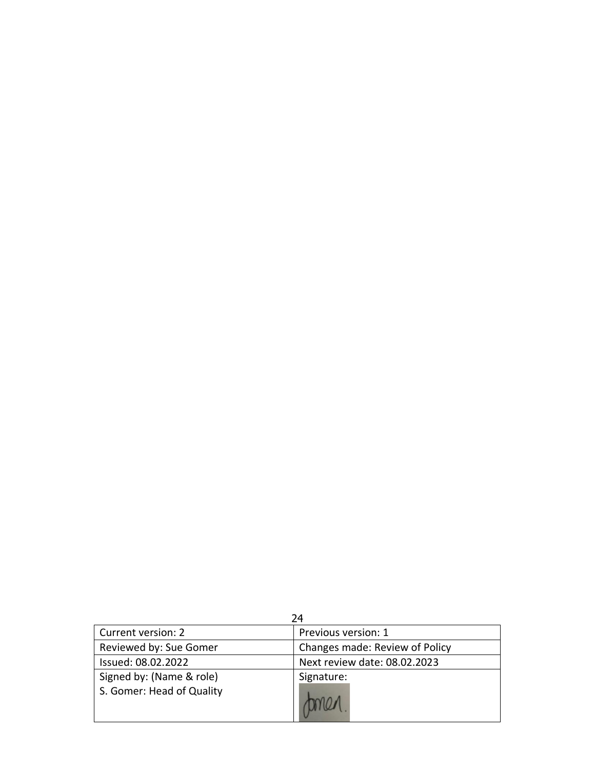| Current version: 2 | Previous version: 1 |
| --- | --- |
| Reviewed by: Sue Gomer | Changes made: Review of Policy |
| Issued: 08.02.2022 | Next review date: 08.02.2023 |
| Signed by: (Name & role) S. Gomer: Head of Quality | Signature: |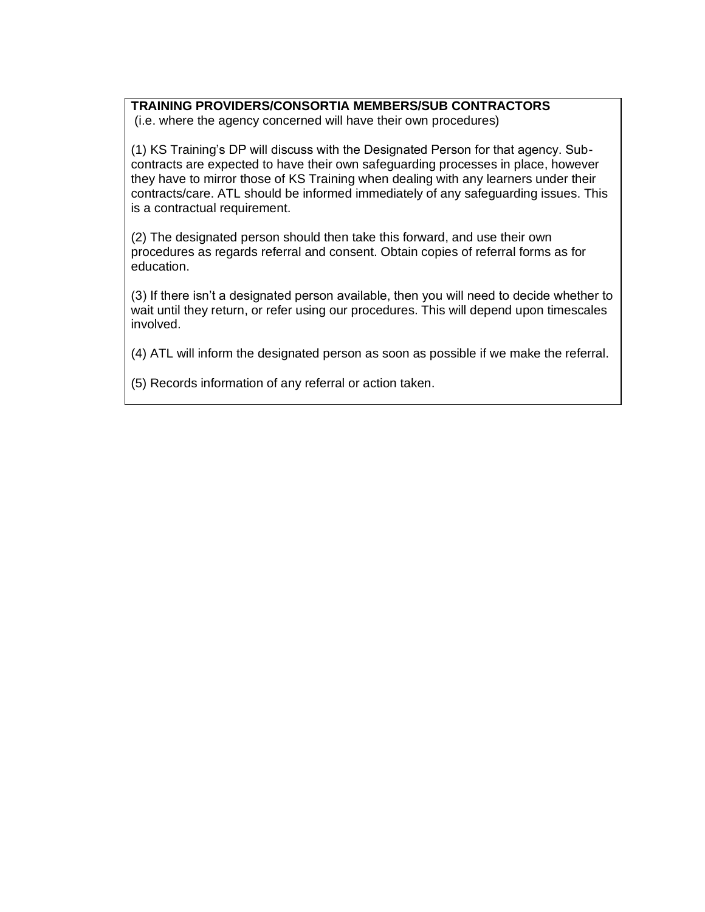**TRAINING PROVIDERS/CONSORTIA MEMBERS/SUB CONTRACTORS**
(i.e. where the agency concerned will have their own procedures)

(1) KS Training's DP will discuss with the Designated Person for that agency. Sub-contracts are expected to have their own safeguarding processes in place, however they have to mirror those of KS Training when dealing with any learners under their contracts/care. ATL should be informed immediately of any safeguarding issues. This is a contractual requirement.

(2) The designated person should then take this forward, and use their own procedures as regards referral and consent. Obtain copies of referral forms as for education.

(3) If there isn't a designated person available, then you will need to decide whether to wait until they return, or refer using our procedures. This will depend upon timescales involved.

(4) ATL will inform the designated person as soon as possible if we make the referral.

(5) Records information of any referral or action taken.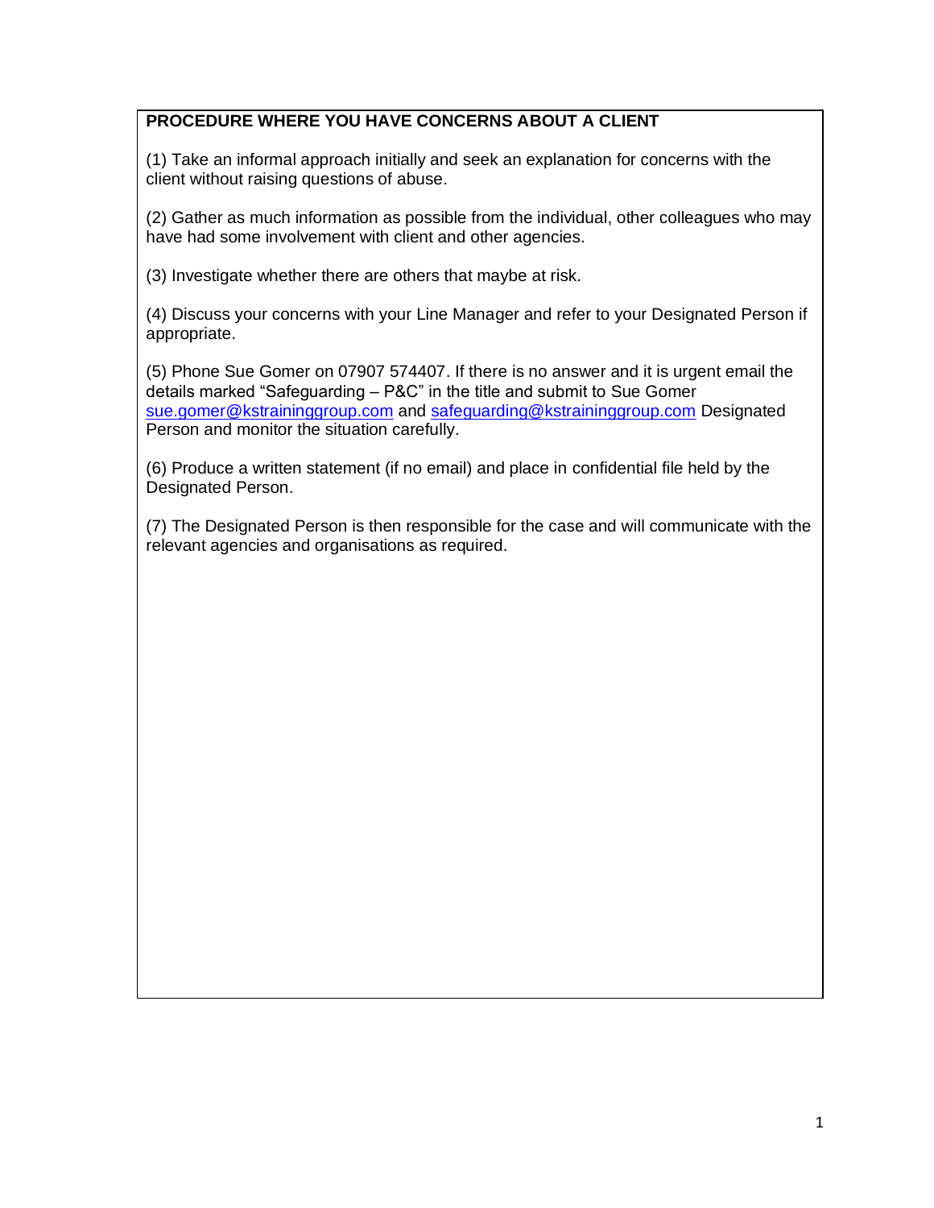**PROCEDURE WHERE YOU HAVE CONCERNS ABOUT A CLIENT**

(1) Take an informal approach initially and seek an explanation for concerns with the client without raising questions of abuse.

(2) Gather as much information as possible from the individual, other colleagues who may have had some involvement with client and other agencies.

(3) Investigate whether there are others that maybe at risk.

(4) Discuss your concerns with your Line Manager and refer to your Designated Person if appropriate.

(5) Phone Sue Gomer on 07907 574407. If there is no answer and it is urgent email the details marked "Safeguarding – P&C" in the title and submit to Sue Gomer sue.gomer@kstraininggroup.com and safeguarding@kstraininggroup.com Designated Person and monitor the situation carefully.

(6) Produce a written statement (if no email) and place in confidential file held by the Designated Person.

(7) The Designated Person is then responsible for the case and will communicate with the relevant agencies and organisations as required.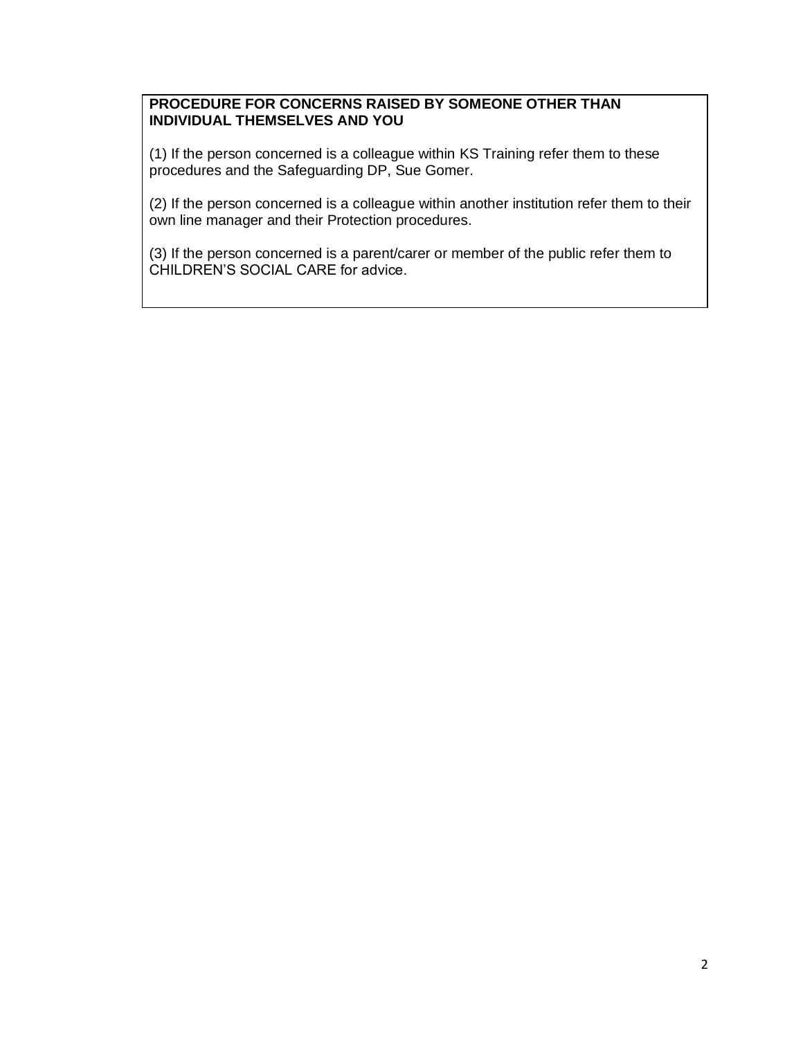**PROCEDURE FOR CONCERNS RAISED BY SOMEONE OTHER THAN INDIVIDUAL THEMSELVES AND YOU**

(1) If the person concerned is a colleague within KS Training refer them to these procedures and the Safeguarding DP, Sue Gomer.

(2) If the person concerned is a colleague within another institution refer them to their own line manager and their Protection procedures.

(3) If the person concerned is a parent/carer or member of the public refer them to CHILDREN'S SOCIAL CARE for advice.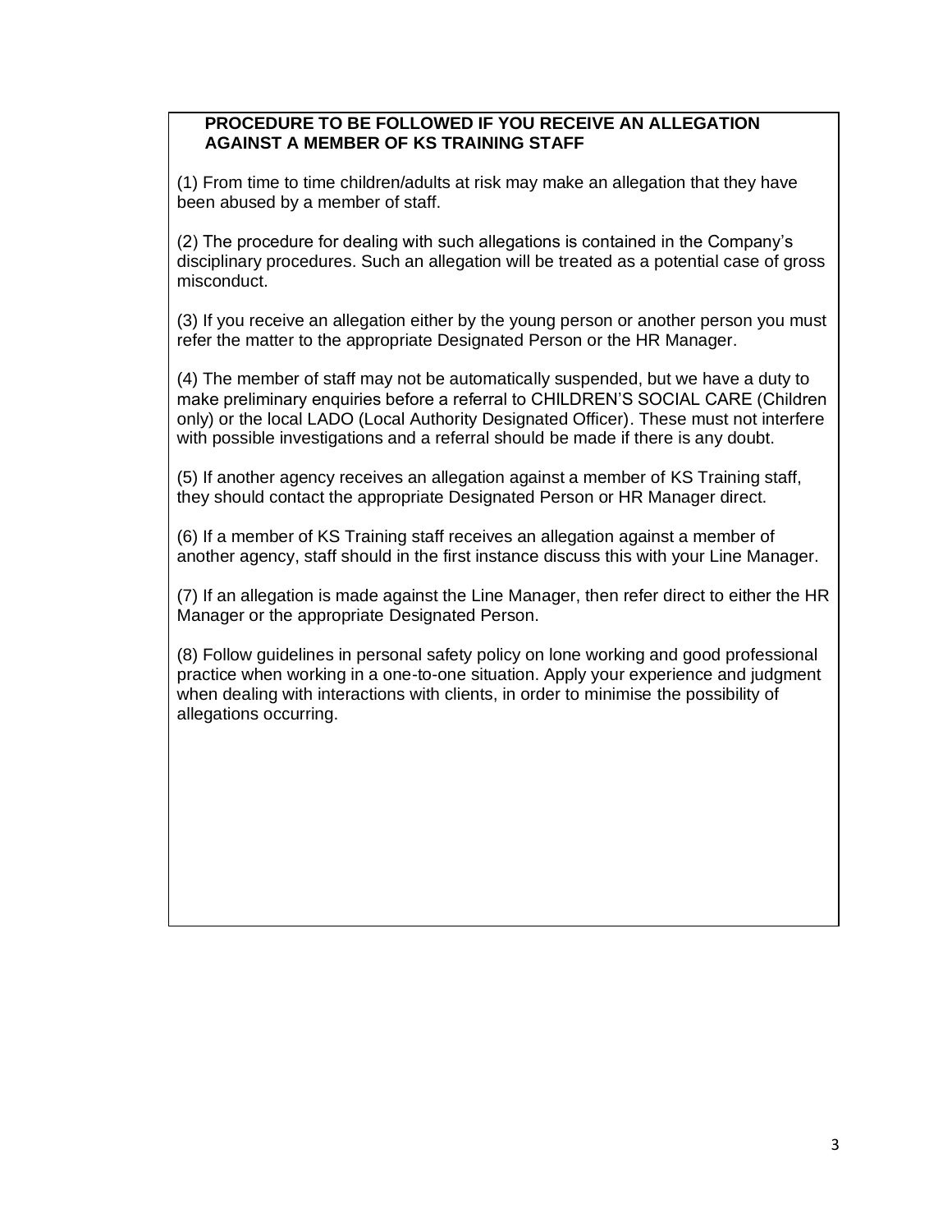**PROCEDURE TO BE FOLLOWED IF YOU RECEIVE AN ALLEGATION AGAINST A MEMBER OF KS TRAINING STAFF**

(1) From time to time children/adults at risk may make an allegation that they have been abused by a member of staff.

(2) The procedure for dealing with such allegations is contained in the Company's disciplinary procedures. Such an allegation will be treated as a potential case of gross misconduct.

(3) If you receive an allegation either by the young person or another person you must refer the matter to the appropriate Designated Person or the HR Manager.

(4) The member of staff may not be automatically suspended, but we have a duty to make preliminary enquiries before a referral to CHILDREN'S SOCIAL CARE (Children only) or the local LADO (Local Authority Designated Officer). These must not interfere with possible investigations and a referral should be made if there is any doubt.

(5) If another agency receives an allegation against a member of KS Training staff, they should contact the appropriate Designated Person or HR Manager direct.

(6) If a member of KS Training staff receives an allegation against a member of another agency, staff should in the first instance discuss this with your Line Manager.

(7) If an allegation is made against the Line Manager, then refer direct to either the HR Manager or the appropriate Designated Person.

(8) Follow guidelines in personal safety policy on lone working and good professional practice when working in a one-to-one situation. Apply your experience and judgment when dealing with interactions with clients, in order to minimise the possibility of allegations occurring.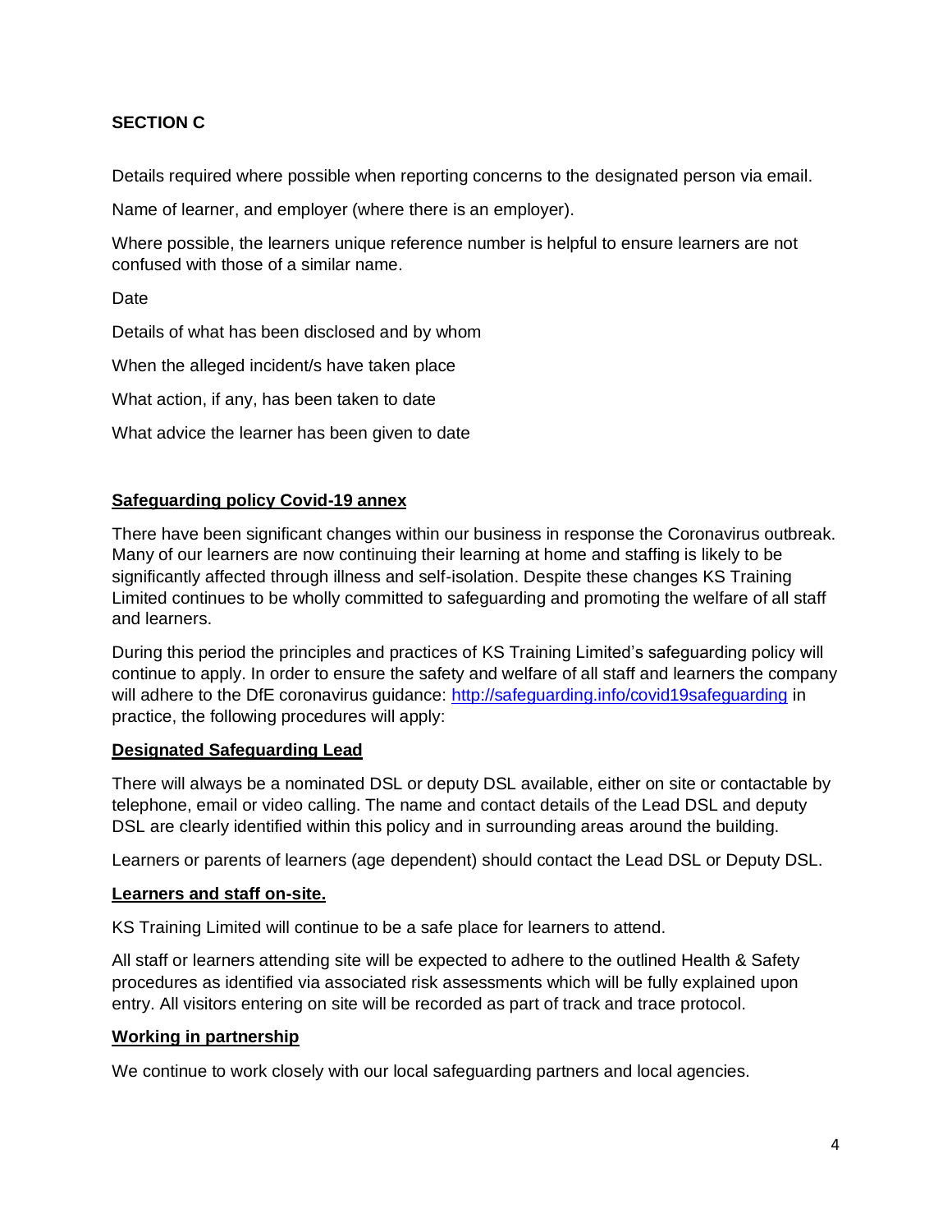**SECTION C**

Details required where possible when reporting concerns to the designated person via email.

Name of learner, and employer (where there is an employer).

Where possible, the learners unique reference number is helpful to ensure learners are not confused with those of a similar name.

Date

Details of what has been disclosed and by whom

When the alleged incident/s have taken place

What action, if any, has been taken to date

What advice the learner has been given to date

**Safeguarding policy Covid-19 annex**

There have been significant changes within our business in response the Coronavirus outbreak. Many of our learners are now continuing their learning at home and staffing is likely to be significantly affected through illness and self-isolation. Despite these changes KS Training Limited continues to be wholly committed to safeguarding and promoting the welfare of all staff and learners.

During this period the principles and practices of KS Training Limited's safeguarding policy will continue to apply. In order to ensure the safety and welfare of all staff and learners the company will adhere to the DfE coronavirus guidance: [http://safeguarding.info/covid19safeguarding](http://safeguarding.info/covid19safeguarding) in practice, the following procedures will apply:

**Designated Safeguarding Lead**

There will always be a nominated DSL or deputy DSL available, either on site or contactable by telephone, email or video calling. The name and contact details of the Lead DSL and deputy DSL are clearly identified within this policy and in surrounding areas around the building.

Learners or parents of learners (age dependent) should contact the Lead DSL or Deputy DSL.

**Learners and staff on-site.**

KS Training Limited will continue to be a safe place for learners to attend.

All staff or learners attending site will be expected to adhere to the outlined Health & Safety procedures as identified via associated risk assessments which will be fully explained upon entry. All visitors entering on site will be recorded as part of track and trace protocol.

**Working in partnership**

We continue to work closely with our local safeguarding partners and local agencies.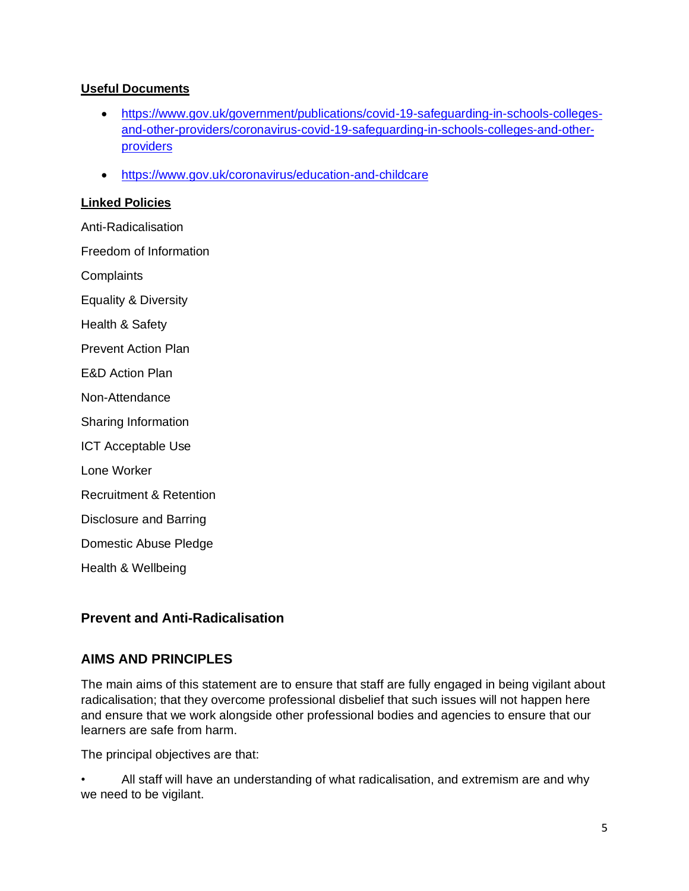**Useful Documents**

- https://www.gov.uk/government/publications/covid-19-safeguarding-in-schools-colleges-and-other-providers/coronavirus-covid-19-safeguarding-in-schools-colleges-and-other-providers
- https://www.gov.uk/coronavirus/education-and-childcare

**Linked Policies**

Anti-Radicalisation

Freedom of Information

Complaints

Equality & Diversity

Health & Safety

Prevent Action Plan

E&D Action Plan

Non-Attendance

Sharing Information

ICT Acceptable Use

Lone Worker

Recruitment & Retention

Disclosure and Barring

Domestic Abuse Pledge

Health & Wellbeing

## Prevent and Anti-Radicalisation

## AIMS AND PRINCIPLES

The main aims of this statement are to ensure that staff are fully engaged in being vigilant about radicalisation; that they overcome professional disbelief that such issues will not happen here and ensure that we work alongside other professional bodies and agencies to ensure that our learners are safe from harm.

The principal objectives are that:

- All staff will have an understanding of what radicalisation, and extremism are and why we need to be vigilant.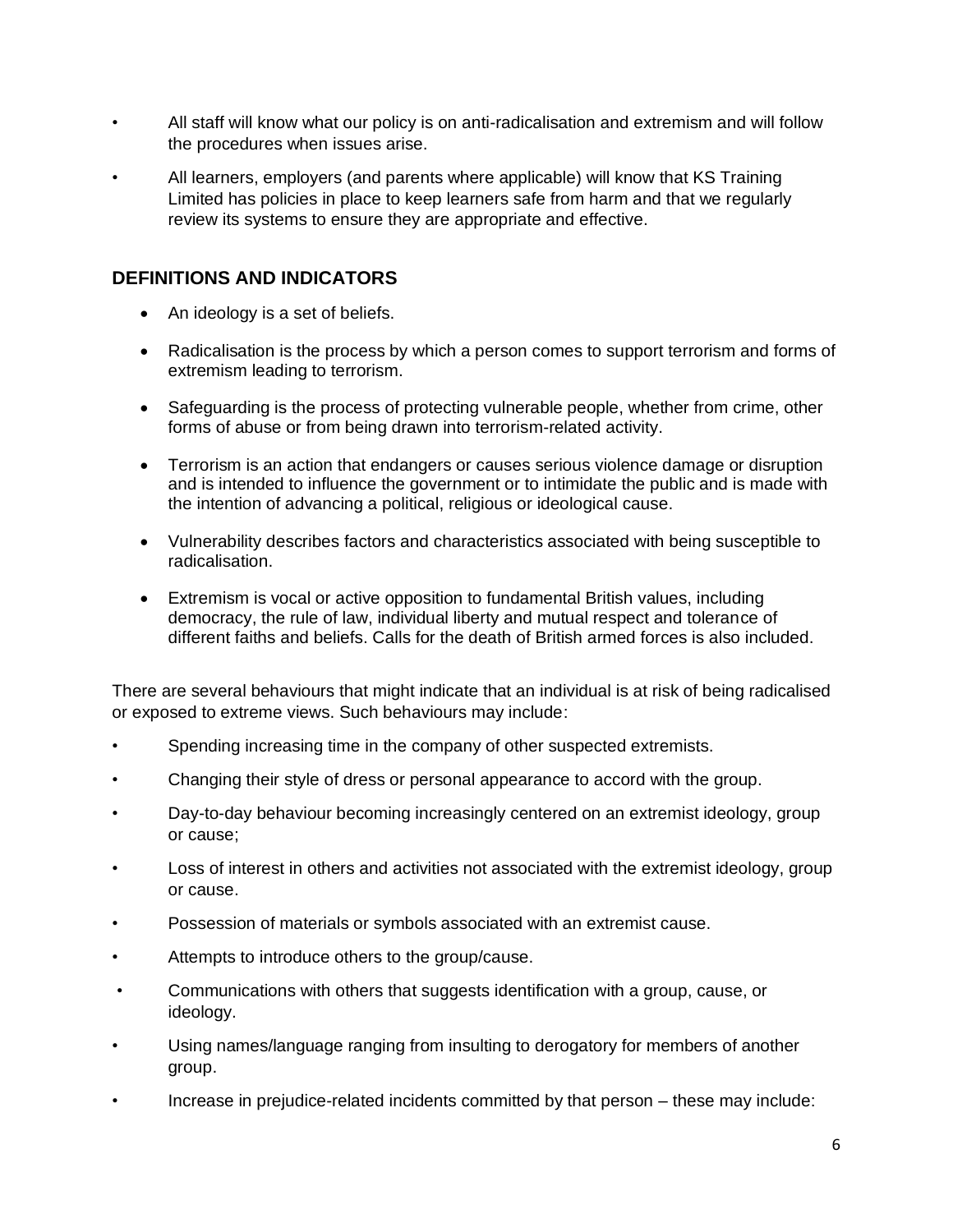- All staff will know what our policy is on anti-radicalisation and extremism and will follow the procedures when issues arise.
- All learners, employers (and parents where applicable) will know that KS Training Limited has policies in place to keep learners safe from harm and that we regularly review its systems to ensure they are appropriate and effective.

### DEFINITIONS AND INDICATORS

- An ideology is a set of beliefs.
- Radicalisation is the process by which a person comes to support terrorism and forms of extremism leading to terrorism.
- Safeguarding is the process of protecting vulnerable people, whether from crime, other forms of abuse or from being drawn into terrorism-related activity.
- Terrorism is an action that endangers or causes serious violence damage or disruption and is intended to influence the government or to intimidate the public and is made with the intention of advancing a political, religious or ideological cause.
- Vulnerability describes factors and characteristics associated with being susceptible to radicalisation.
- Extremism is vocal or active opposition to fundamental British values, including democracy, the rule of law, individual liberty and mutual respect and tolerance of different faiths and beliefs. Calls for the death of British armed forces is also included.

There are several behaviours that might indicate that an individual is at risk of being radicalised or exposed to extreme views. Such behaviours may include:

- Spending increasing time in the company of other suspected extremists.
- Changing their style of dress or personal appearance to accord with the group.
- Day-to-day behaviour becoming increasingly centered on an extremist ideology, group or cause;
- Loss of interest in others and activities not associated with the extremist ideology, group or cause.
- Possession of materials or symbols associated with an extremist cause.
- Attempts to introduce others to the group/cause.
- Communications with others that suggests identification with a group, cause, or ideology.
- Using names/language ranging from insulting to derogatory for members of another group.
- Increase in prejudice-related incidents committed by that person – these may include: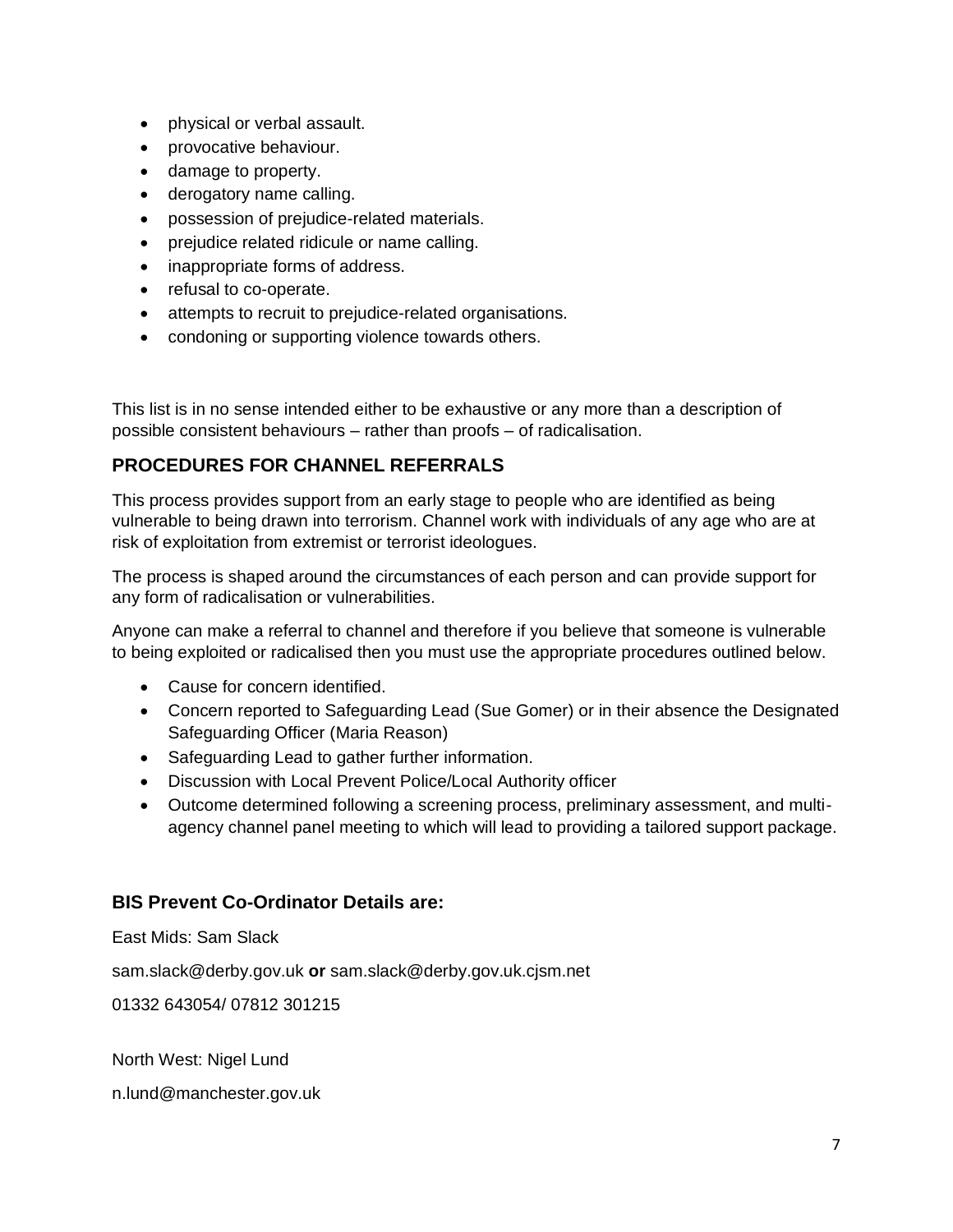- physical or verbal assault.
- provocative behaviour.
- damage to property.
- derogatory name calling.
- possession of prejudice-related materials.
- prejudice related ridicule or name calling.
- inappropriate forms of address.
- refusal to co-operate.
- attempts to recruit to prejudice-related organisations.
- condoning or supporting violence towards others.

This list is in no sense intended either to be exhaustive or any more than a description of possible consistent behaviours – rather than proofs – of radicalisation.

## PROCEDURES FOR CHANNEL REFERRALS

This process provides support from an early stage to people who are identified as being vulnerable to being drawn into terrorism. Channel work with individuals of any age who are at risk of exploitation from extremist or terrorist ideologues.

The process is shaped around the circumstances of each person and can provide support for any form of radicalisation or vulnerabilities.

Anyone can make a referral to channel and therefore if you believe that someone is vulnerable to being exploited or radicalised then you must use the appropriate procedures outlined below.

- Cause for concern identified.
- Concern reported to Safeguarding Lead (Sue Gomer) or in their absence the Designated Safeguarding Officer (Maria Reason)
- Safeguarding Lead to gather further information.
- Discussion with Local Prevent Police/Local Authority officer
- Outcome determined following a screening process, preliminary assessment, and multi-agency channel panel meeting to which will lead to providing a tailored support package.

## BIS Prevent Co-Ordinator Details are:

East Mids: Sam Slack

sam.slack@derby.gov.uk **or** sam.slack@derby.gov.uk.cjsm.net

01332 643054/ 07812 301215

North West: Nigel Lund

n.lund@manchester.gov.uk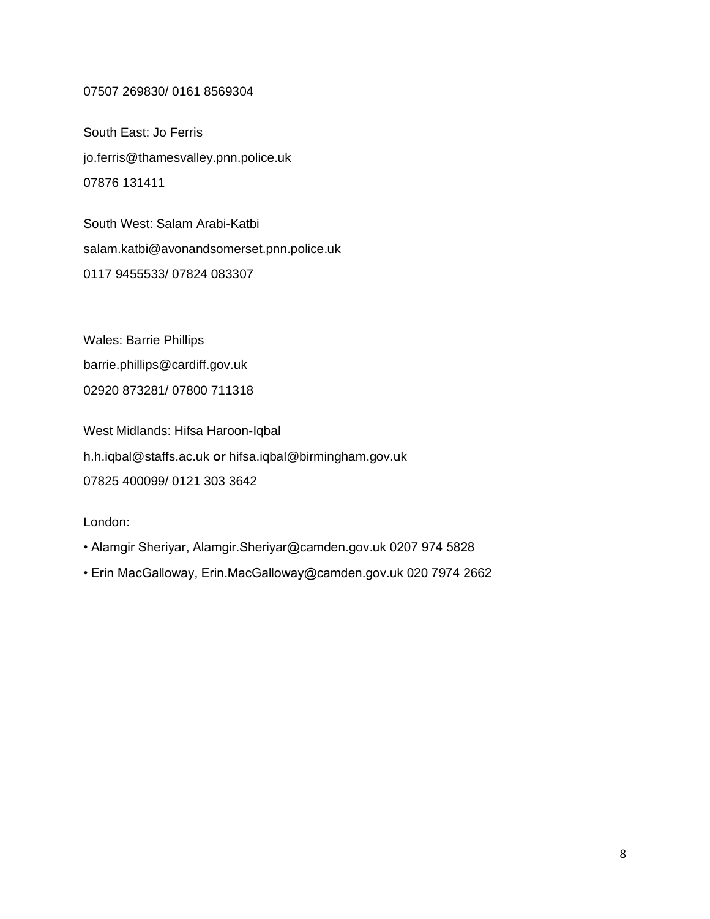07507 269830/ 0161 8569304

South East: Jo Ferris
jo.ferris@thamesvalley.pnn.police.uk
07876 131411

South West: Salam Arabi-Katbi
salam.katbi@avonandsomerset.pnn.police.uk
0117 9455533/ 07824 083307

Wales: Barrie Phillips
barrie.phillips@cardiff.gov.uk
02920 873281/ 07800 711318

West Midlands: Hifsa Haroon-Iqbal
h.h.iqbal@staffs.ac.uk **or** hifsa.iqbal@birmingham.gov.uk
07825 400099/ 0121 303 3642

London:

- Alamgir Sheriyar, Alamgir.Sheriyar@camden.gov.uk 0207 974 5828
- Erin MacGalloway, Erin.MacGalloway@camden.gov.uk 020 7974 2662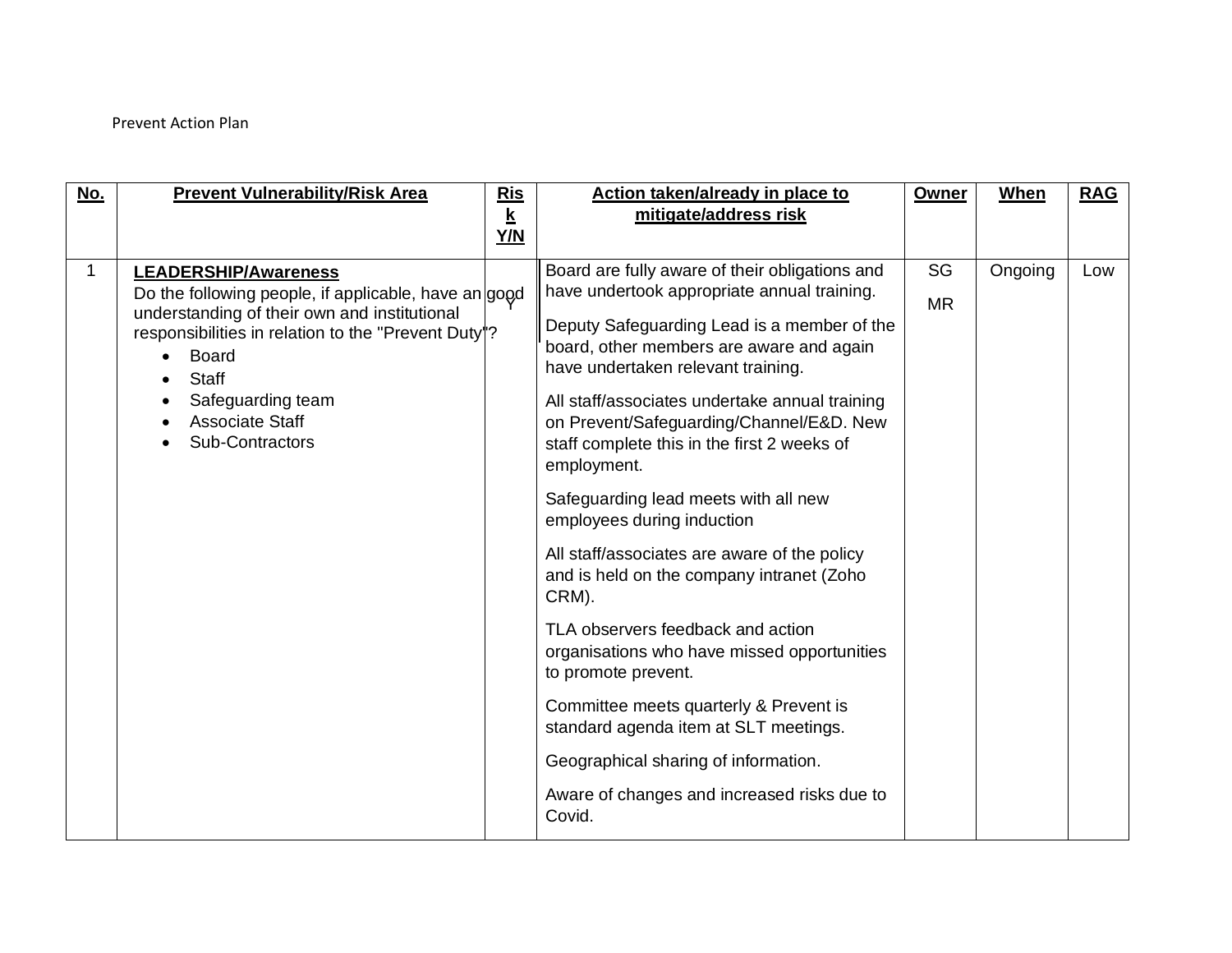Prevent Action Plan

| **No.** | **Prevent Vulnerability/Risk Area** | **Risk Y/N** | **Action taken/already in place to mitigate/address risk** | **Owner** | **When** | **RAG** |
|---|---|---|---|---|---|---|
| 1 | **LEADERSHIP/Awareness**<br>Do the following people, if applicable, have an good understanding of their own and institutional responsibilities in relation to the "Prevent Duty"?<br>• Board<br>• Staff<br>• Safeguarding team<br>• Associate Staff<br>• Sub-Contractors | Y | Board are fully aware of their obligations and have undertook appropriate annual training.<br><br>Deputy Safeguarding Lead is a member of the board, other members are aware and again have undertaken relevant training.<br><br>All staff/associates undertake annual training on Prevent/Safeguarding/Channel/E&D. New staff complete this in the first 2 weeks of employment.<br><br>Safeguarding lead meets with all new employees during induction<br><br>All staff/associates are aware of the policy and is held on the company intranet (Zoho CRM).<br><br>TLA observers feedback and action organisations who have missed opportunities to promote prevent.<br><br>Committee meets quarterly & Prevent is standard agenda item at SLT meetings.<br><br>Geographical sharing of information.<br><br>Aware of changes and increased risks due to Covid. | SG<br><br>MR | Ongoing | Low |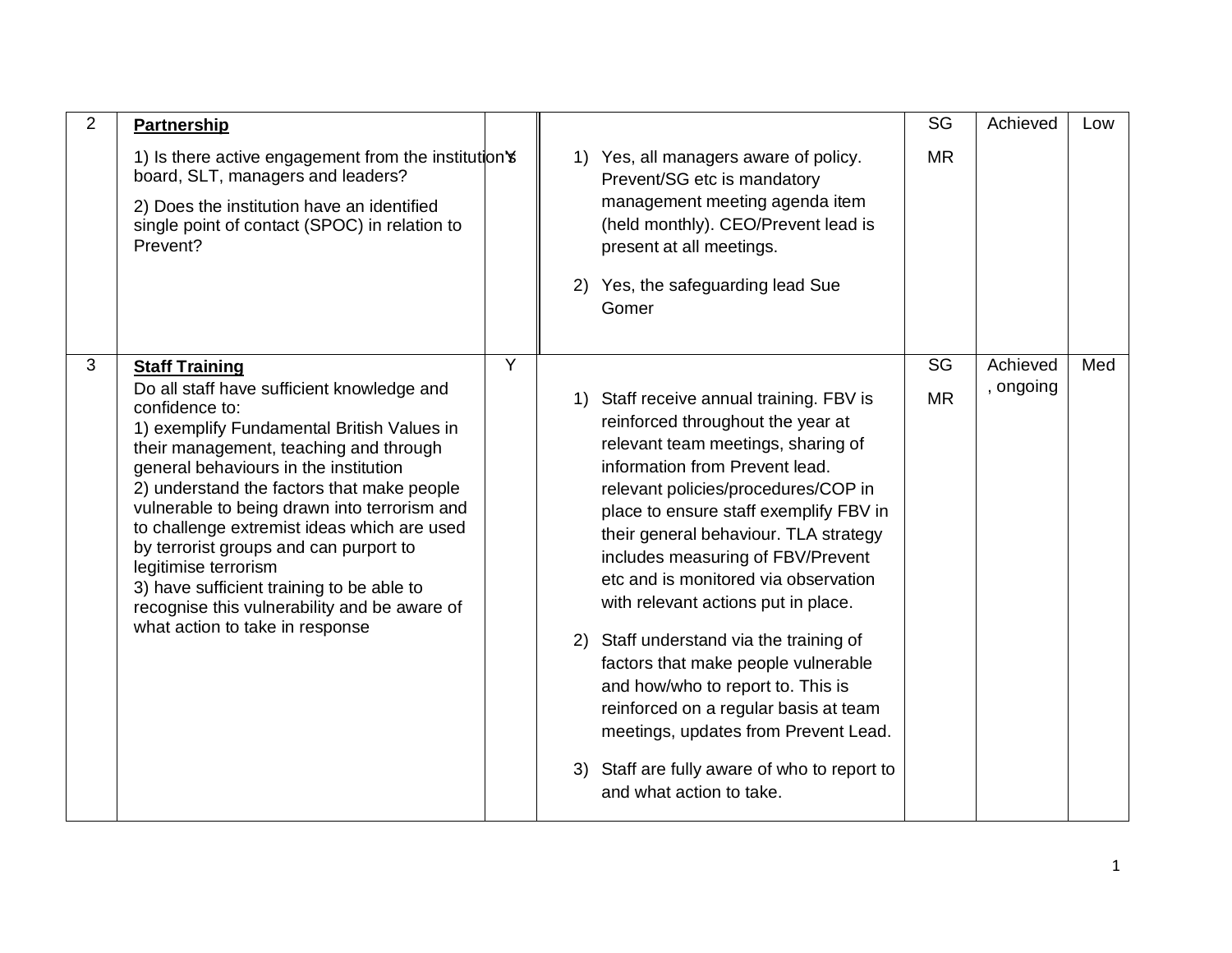| 2 | **Partnership**<br><br>1) Is there active engagement from the institution's board, SLT, managers and leaders?<br><br>2) Does the institution have an identified single point of contact (SPOC) in relation to Prevent? | Y | 1) Yes, all managers aware of policy. Prevent/SG etc is mandatory management meeting agenda item (held monthly). CEO/Prevent lead is present at all meetings.<br><br>2) Yes, the safeguarding lead Sue Gomer | SG<br><br>MR | Achieved | Low |
|---|---|---|---|---|---|---|
| 3 | **Staff Training**<br>Do all staff have sufficient knowledge and confidence to:<br>1) exemplify Fundamental British Values in their management, teaching and through general behaviours in the institution<br>2) understand the factors that make people vulnerable to being drawn into terrorism and to challenge extremist ideas which are used by terrorist groups and can purport to legitimise terrorism<br>3) have sufficient training to be able to recognise this vulnerability and be aware of what action to take in response | Y | 1) Staff receive annual training. FBV is reinforced throughout the year at relevant team meetings, sharing of information from Prevent lead. relevant policies/procedures/COP in place to ensure staff exemplify FBV in their general behaviour. TLA strategy includes measuring of FBV/Prevent etc and is monitored via observation with relevant actions put in place.<br><br>2) Staff understand via the training of factors that make people vulnerable and how/who to report to. This is reinforced on a regular basis at team meetings, updates from Prevent Lead.<br><br>3) Staff are fully aware of who to report to and what action to take. | SG<br><br>MR | Achieved, ongoing | Med |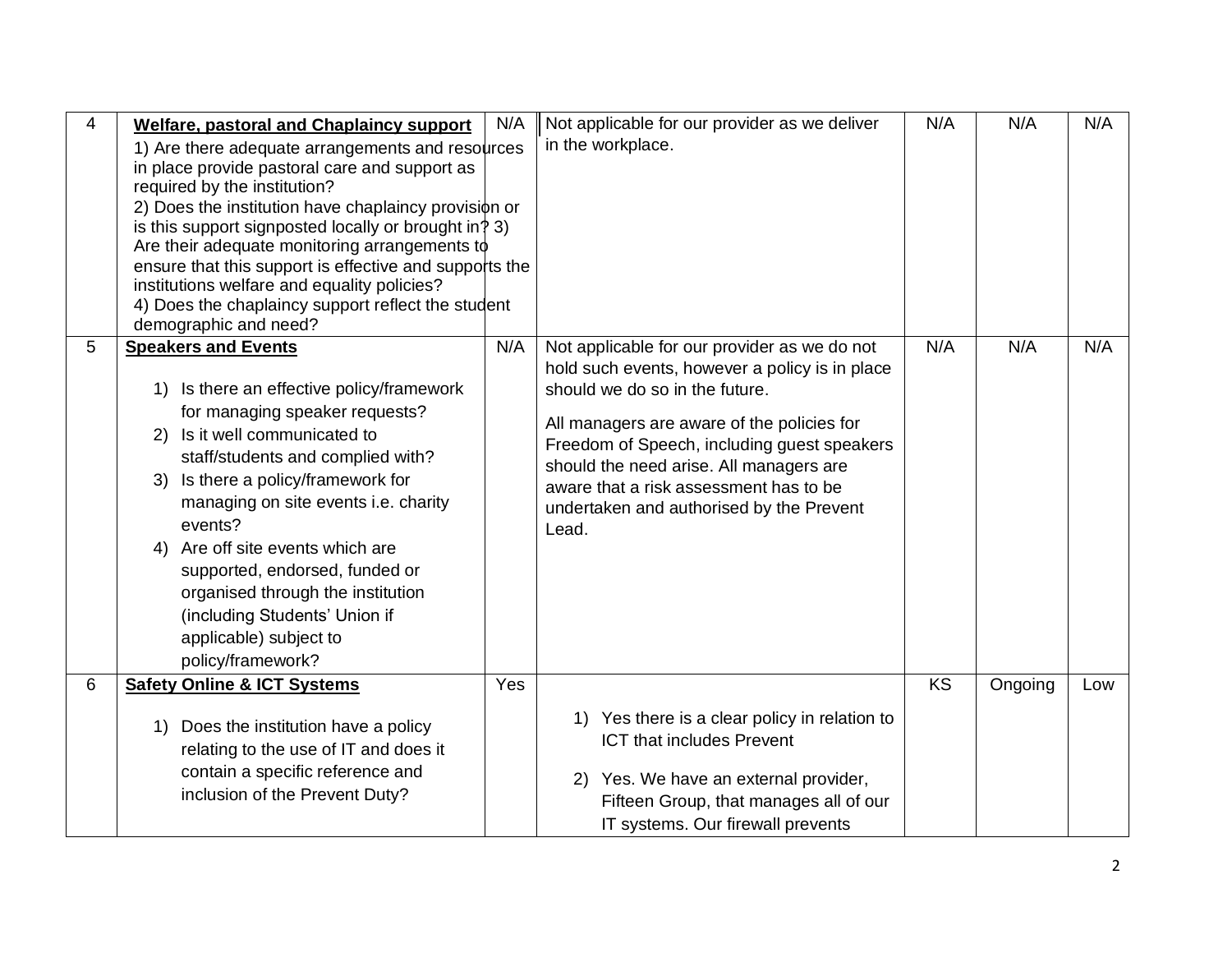| 4 | **Welfare, pastoral and Chaplaincy support**<br>1) Are there adequate arrangements and resources in place provide pastoral care and support as required by the institution?<br>2) Does the institution have chaplaincy provision or is this support signposted locally or brought in? 3) Are their adequate monitoring arrangements to ensure that this support is effective and supports the institutions welfare and equality policies?<br>4) Does the chaplaincy support reflect the student demographic and need? | N/A | Not applicable for our provider as we deliver in the workplace. | N/A | N/A | N/A |
|---|---|---|---|---|---|---|
| 5 | **Speakers and Events**<br>1) Is there an effective policy/framework for managing speaker requests?<br>2) Is it well communicated to staff/students and complied with?<br>3) Is there a policy/framework for managing on site events i.e. charity events?<br>4) Are off site events which are supported, endorsed, funded or organised through the institution (including Students' Union if applicable) subject to policy/framework? | N/A | Not applicable for our provider as we do not hold such events, however a policy is in place should we do so in the future.<br>All managers are aware of the policies for Freedom of Speech, including guest speakers should the need arise. All managers are aware that a risk assessment has to be undertaken and authorised by the Prevent Lead. | N/A | N/A | N/A |
| 6 | **Safety Online & ICT Systems**<br>1) Does the institution have a policy relating to the use of IT and does it contain a specific reference and inclusion of the Prevent Duty? | Yes | 1) Yes there is a clear policy in relation to ICT that includes Prevent<br>2) Yes. We have an external provider, Fifteen Group, that manages all of our IT systems. Our firewall prevents | KS | Ongoing | Low |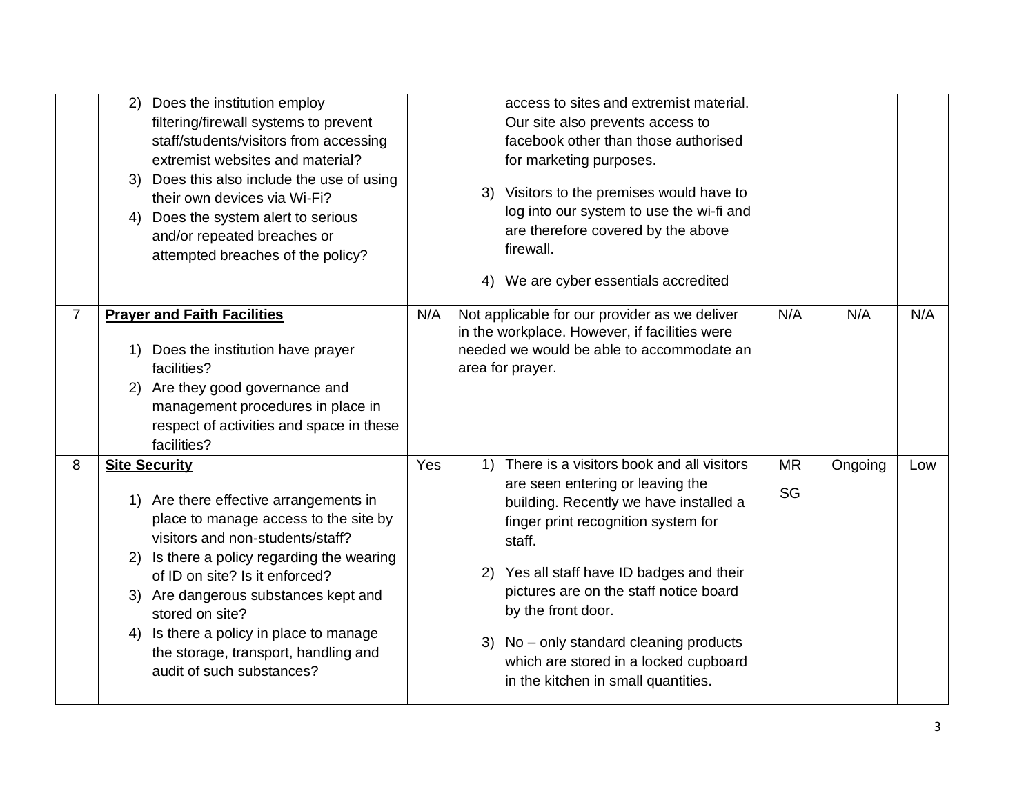| | | | | | | |
|---|---|---|---|---|---|---|
| | 2) Does the institution employ filtering/firewall systems to prevent staff/students/visitors from accessing extremist websites and material?<br>3) Does this also include the use of using their own devices via Wi-Fi?<br>4) Does the system alert to serious and/or repeated breaches or attempted breaches of the policy? | | access to sites and extremist material. Our site also prevents access to facebook other than those authorised for marketing purposes.<br>3) Visitors to the premises would have to log into our system to use the wi-fi and are therefore covered by the above firewall.<br>4) We are cyber essentials accredited | | | |
| 7 | **Prayer and Faith Facilities**<br>1) Does the institution have prayer facilities?<br>2) Are they good governance and management procedures in place in respect of activities and space in these facilities? | N/A | Not applicable for our provider as we deliver in the workplace. However, if facilities were needed we would be able to accommodate an area for prayer. | N/A | N/A | N/A |
| 8 | **Site Security**<br>1) Are there effective arrangements in place to manage access to the site by visitors and non-students/staff?<br>2) Is there a policy regarding the wearing of ID on site? Is it enforced?<br>3) Are dangerous substances kept and stored on site?<br>4) Is there a policy in place to manage the storage, transport, handling and audit of such substances? | Yes | 1) There is a visitors book and all visitors are seen entering or leaving the building. Recently we have installed a finger print recognition system for staff.<br>2) Yes all staff have ID badges and their pictures are on the staff notice board by the front door.<br>3) No – only standard cleaning products which are stored in a locked cupboard in the kitchen in small quantities. | MR<br>SG | Ongoing | Low |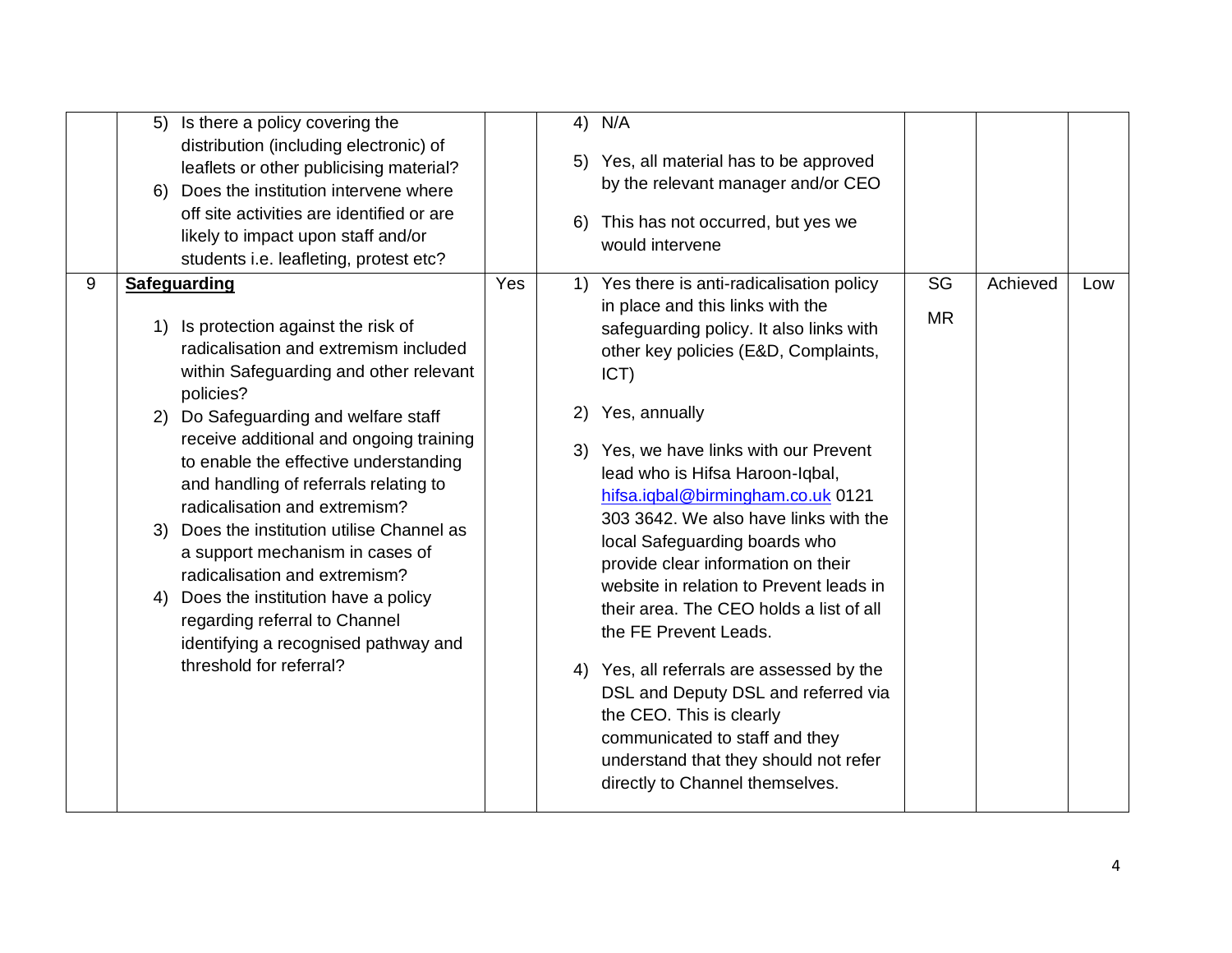| | | | | | | |
|---|---|---|---|---|---|---|
| | 5) Is there a policy covering the distribution (including electronic) of leaflets or other publicising material?<br>6) Does the institution intervene where off site activities are identified or are likely to impact upon staff and/or students i.e. leafleting, protest etc? | | 4) N/A<br>5) Yes, all material has to be approved by the relevant manager and/or CEO<br>6) This has not occurred, but yes we would intervene | | | |
| 9 | **Safeguarding**<br>1) Is protection against the risk of radicalisation and extremism included within Safeguarding and other relevant policies?<br>2) Do Safeguarding and welfare staff receive additional and ongoing training to enable the effective understanding and handling of referrals relating to radicalisation and extremism?<br>3) Does the institution utilise Channel as a support mechanism in cases of radicalisation and extremism?<br>4) Does the institution have a policy regarding referral to Channel identifying a recognised pathway and threshold for referral? | Yes | 1) Yes there is anti-radicalisation policy in place and this links with the safeguarding policy. It also links with other key policies (E&D, Complaints, ICT)<br>2) Yes, annually<br>3) Yes, we have links with our Prevent lead who is Hifsa Haroon-Iqbal, hifsa.iqbal@birmingham.co.uk 0121 303 3642. We also have links with the local Safeguarding boards who provide clear information on their website in relation to Prevent leads in their area. The CEO holds a list of all the FE Prevent Leads.<br>4) Yes, all referrals are assessed by the DSL and Deputy DSL and referred via the CEO. This is clearly communicated to staff and they understand that they should not refer directly to Channel themselves. | SG<br>MR | Achieved | Low |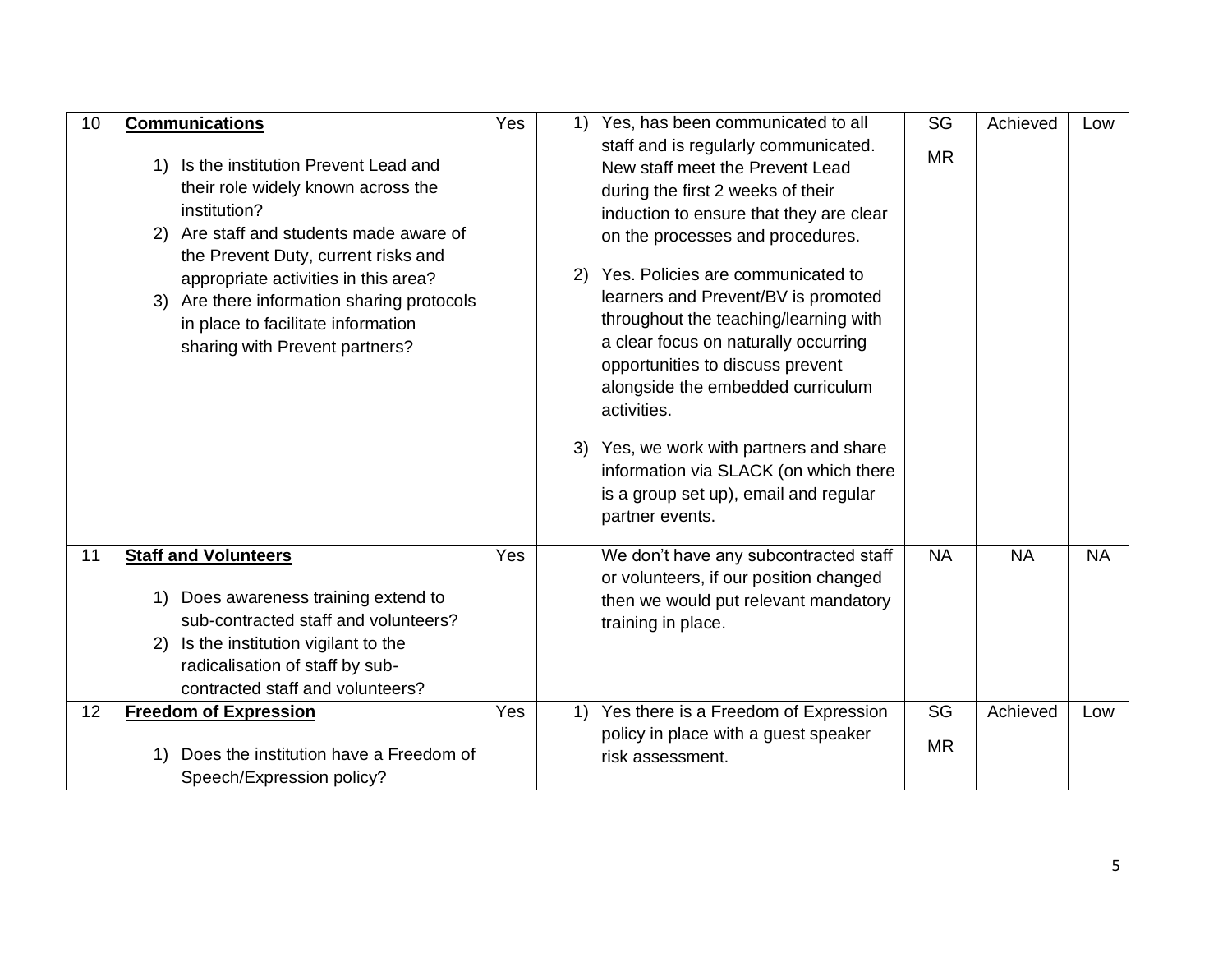| 10 | **Communications**<br><br>1) Is the institution Prevent Lead and their role widely known across the institution?<br>2) Are staff and students made aware of the Prevent Duty, current risks and appropriate activities in this area?<br>3) Are there information sharing protocols in place to facilitate information sharing with Prevent partners? | Yes | 1) Yes, has been communicated to all staff and is regularly communicated. New staff meet the Prevent Lead during the first 2 weeks of their induction to ensure that they are clear on the processes and procedures.<br><br>2) Yes. Policies are communicated to learners and Prevent/BV is promoted throughout the teaching/learning with a clear focus on naturally occurring opportunities to discuss prevent alongside the embedded curriculum activities.<br><br>3) Yes, we work with partners and share information via SLACK (on which there is a group set up), email and regular partner events. | SG<br><br>MR | Achieved | Low |
|---|---|---|---|---|---|---|
| 11 | **Staff and Volunteers**<br><br>1) Does awareness training extend to sub-contracted staff and volunteers?<br>2) Is the institution vigilant to the radicalisation of staff by sub-contracted staff and volunteers? | Yes | We don't have any subcontracted staff or volunteers, if our position changed then we would put relevant mandatory training in place. | NA | NA | NA |
| 12 | **Freedom of Expression**<br><br>1) Does the institution have a Freedom of Speech/Expression policy? | Yes | 1) Yes there is a Freedom of Expression policy in place with a guest speaker risk assessment. | SG<br><br>MR | Achieved | Low |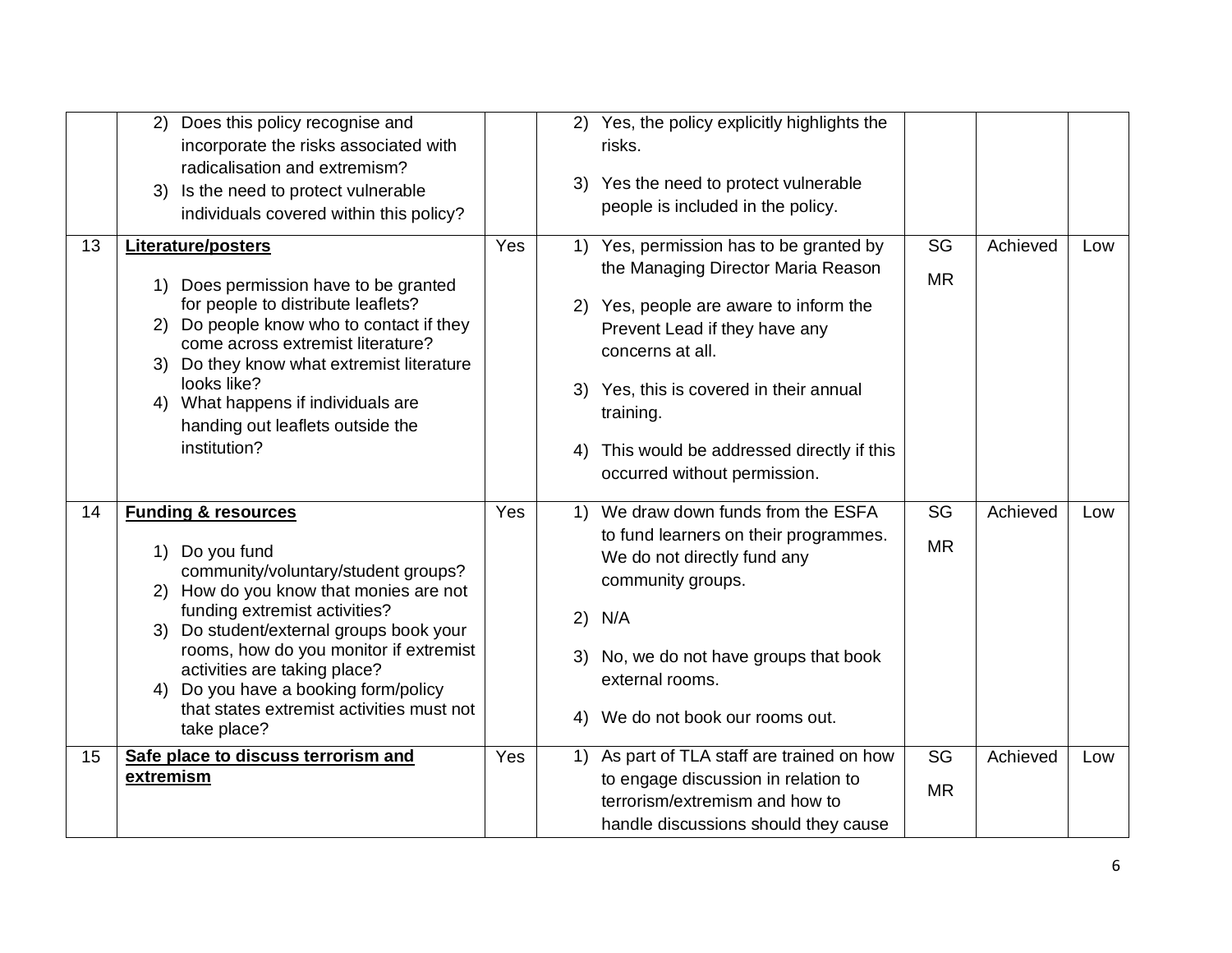|  |  |  |  |  |  |  |
|---|---|---|---|---|---|---|
|  | 2) Does this policy recognise and incorporate the risks associated with radicalisation and extremism?<br>3) Is the need to protect vulnerable individuals covered within this policy? |  | 2) Yes, the policy explicitly highlights the risks.<br>3) Yes the need to protect vulnerable people is included in the policy. |  |  |  |
| 13 | **Literature/posters**<br>1) Does permission have to be granted for people to distribute leaflets?<br>2) Do people know who to contact if they come across extremist literature?<br>3) Do they know what extremist literature looks like?<br>4) What happens if individuals are handing out leaflets outside the institution? | Yes | 1) Yes, permission has to be granted by the Managing Director Maria Reason<br>2) Yes, people are aware to inform the Prevent Lead if they have any concerns at all.<br>3) Yes, this is covered in their annual training.<br>4) This would be addressed directly if this occurred without permission. | SG<br>MR | Achieved | Low |
| 14 | **Funding & resources**<br>1) Do you fund community/voluntary/student groups?<br>2) How do you know that monies are not funding extremist activities?<br>3) Do student/external groups book your rooms, how do you monitor if extremist activities are taking place?<br>4) Do you have a booking form/policy that states extremist activities must not take place? | Yes | 1) We draw down funds from the ESFA to fund learners on their programmes. We do not directly fund any community groups.<br>2) N/A<br>3) No, we do not have groups that book external rooms.<br>4) We do not book our rooms out. | SG<br>MR | Achieved | Low |
| 15 | **Safe place to discuss terrorism and extremism** | Yes | 1) As part of TLA staff are trained on how to engage discussion in relation to terrorism/extremism and how to handle discussions should they cause | SG<br>MR | Achieved | Low |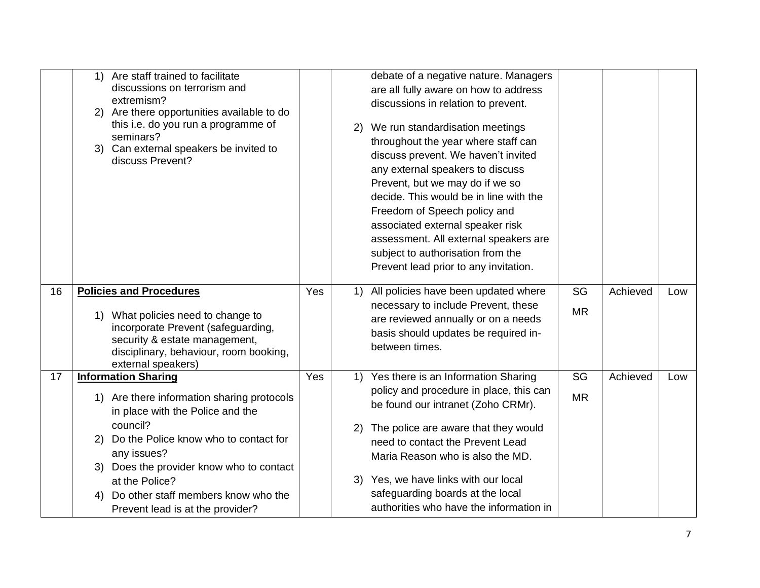| | | | | | | |
|---|---|---|---|---|---|---|
| | 1) Are staff trained to facilitate discussions on terrorism and extremism?<br>2) Are there opportunities available to do this i.e. do you run a programme of seminars?<br>3) Can external speakers be invited to discuss Prevent? | | debate of a negative nature. Managers are all fully aware on how to address discussions in relation to prevent.<br><br>2) We run standardisation meetings throughout the year where staff can discuss prevent. We haven't invited any external speakers to discuss Prevent, but we may do if we so decide. This would be in line with the Freedom of Speech policy and associated external speaker risk assessment. All external speakers are subject to authorisation from the Prevent lead prior to any invitation. | | | |
| 16 | **Policies and Procedures**<br><br>1) What policies need to change to incorporate Prevent (safeguarding, security & estate management, disciplinary, behaviour, room booking, external speakers) | Yes | 1) All policies have been updated where necessary to include Prevent, these are reviewed annually or on a needs basis should updates be required in-between times. | SG<br>MR | Achieved | Low |
| 17 | **Information Sharing**<br><br>1) Are there information sharing protocols in place with the Police and the council?<br>2) Do the Police know who to contact for any issues?<br>3) Does the provider know who to contact at the Police?<br>4) Do other staff members know who the Prevent lead is at the provider? | Yes | 1) Yes there is an Information Sharing policy and procedure in place, this can be found our intranet (Zoho CRMr).<br><br>2) The police are aware that they would need to contact the Prevent Lead Maria Reason who is also the MD.<br><br>3) Yes, we have links with our local safeguarding boards at the local authorities who have the information in | SG<br>MR | Achieved | Low |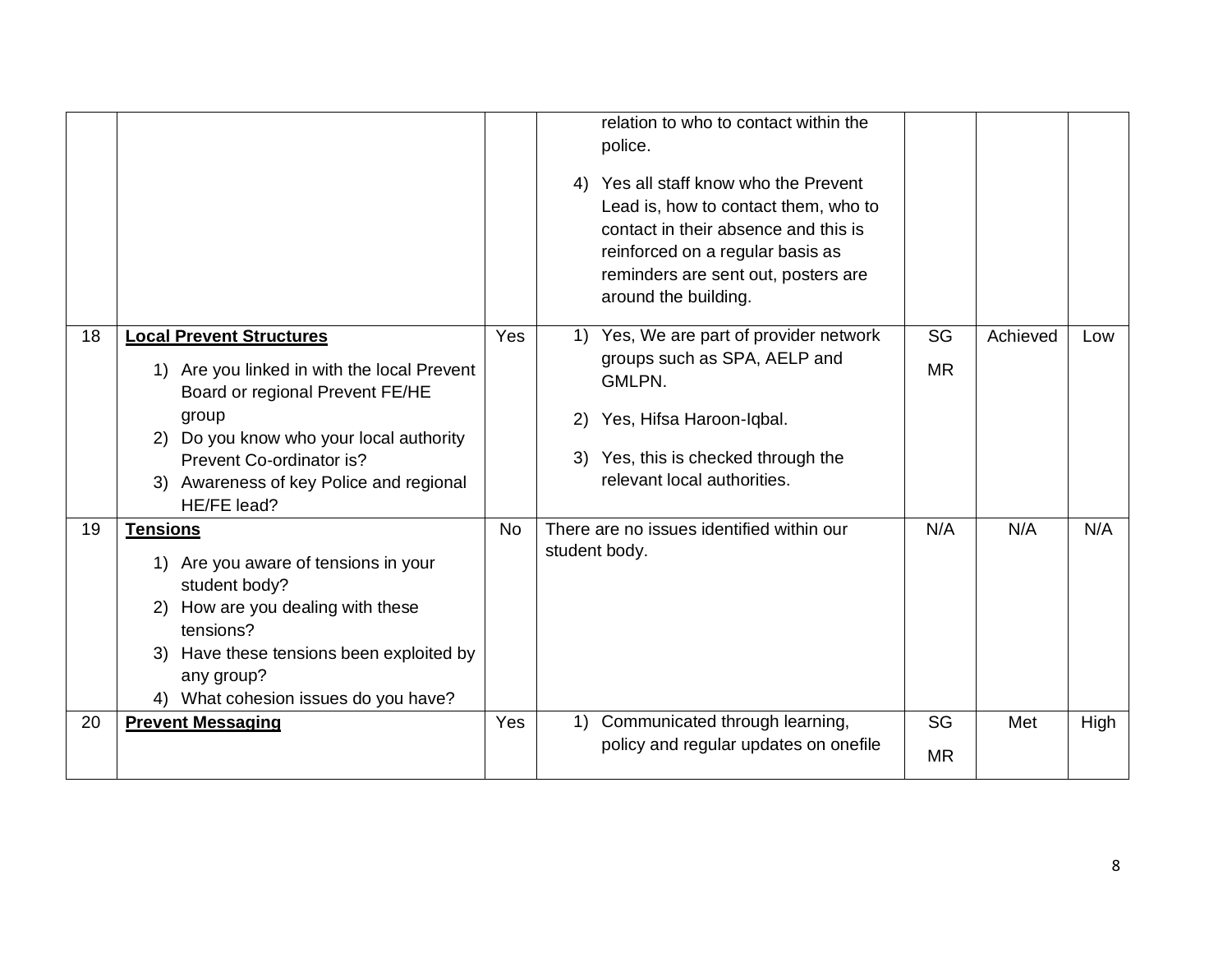| | | | | | | |
|---|---|---|---|---|---|---|
| | | | relation to who to contact within the police.<br><br>4) Yes all staff know who the Prevent Lead is, how to contact them, who to contact in their absence and this is reinforced on a regular basis as reminders are sent out, posters are around the building. | | | |
| 18 | **Local Prevent Structures**<br><br>1) Are you linked in with the local Prevent Board or regional Prevent FE/HE group<br>2) Do you know who your local authority Prevent Co-ordinator is?<br>3) Awareness of key Police and regional HE/FE lead? | Yes | 1) Yes, We are part of provider network groups such as SPA, AELP and GMLPN.<br><br>2) Yes, Hifsa Haroon-Iqbal.<br><br>3) Yes, this is checked through the relevant local authorities. | SG<br><br>MR | Achieved | Low |
| 19 | **Tensions**<br><br>1) Are you aware of tensions in your student body?<br>2) How are you dealing with these tensions?<br>3) Have these tensions been exploited by any group?<br>4) What cohesion issues do you have? | No | There are no issues identified within our student body. | N/A | N/A | N/A |
| 20 | **Prevent Messaging** | Yes | 1) Communicated through learning, policy and regular updates on onefile | SG<br><br>MR | Met | High |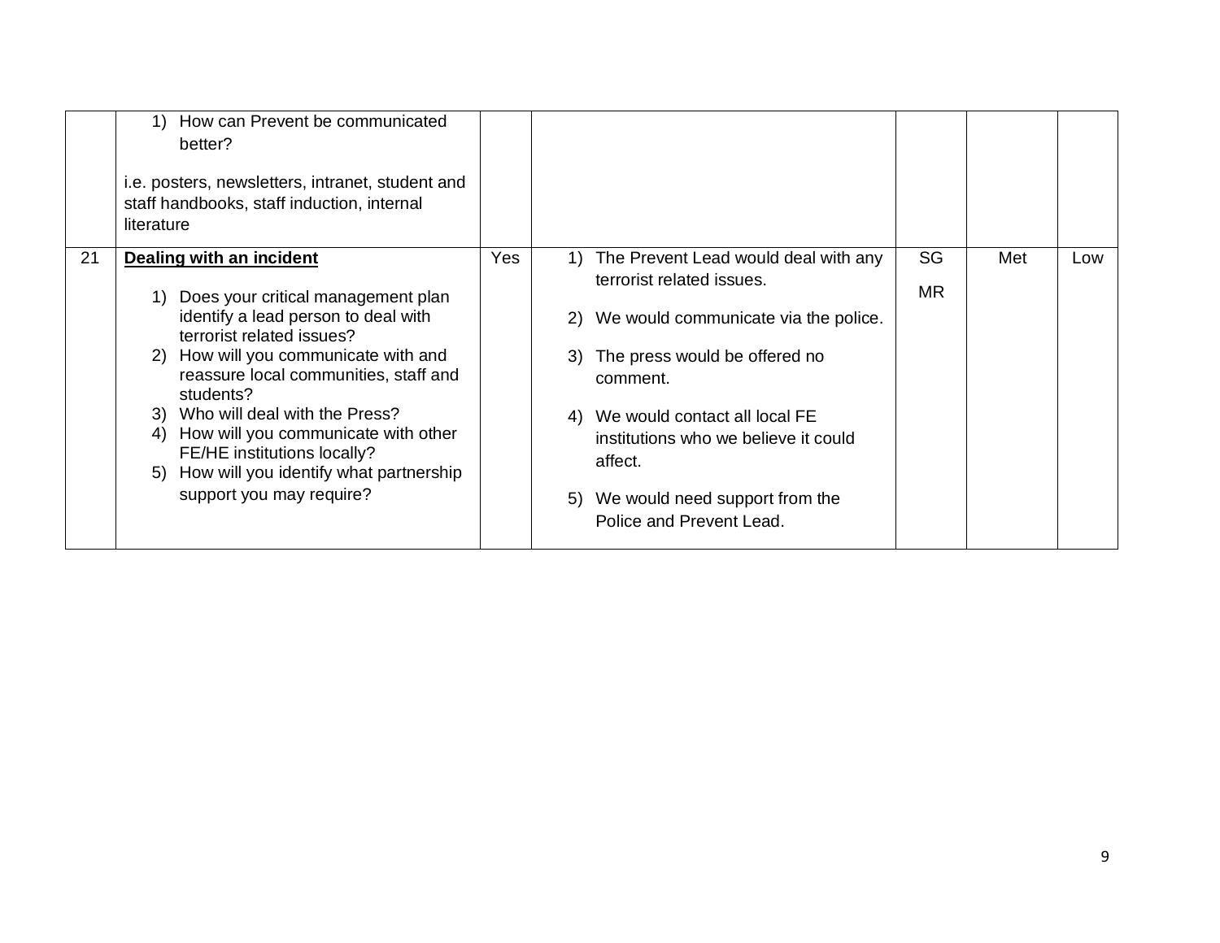| | | | | | | |
|---|---|---|---|---|---|---|
| | 1) How can Prevent be communicated better?<br><br>i.e. posters, newsletters, intranet, student and staff handbooks, staff induction, internal literature | | | | | |
| 21 | **Dealing with an incident**<br><br>1) Does your critical management plan identify a lead person to deal with terrorist related issues?<br>2) How will you communicate with and reassure local communities, staff and students?<br>3) Who will deal with the Press?<br>4) How will you communicate with other FE/HE institutions locally?<br>5) How will you identify what partnership support you may require? | Yes | 1) The Prevent Lead would deal with any terrorist related issues.<br><br>2) We would communicate via the police.<br><br>3) The press would be offered no comment.<br><br>4) We would contact all local FE institutions who we believe it could affect.<br><br>5) We would need support from the Police and Prevent Lead. | SG<br><br>MR | Met | Low |